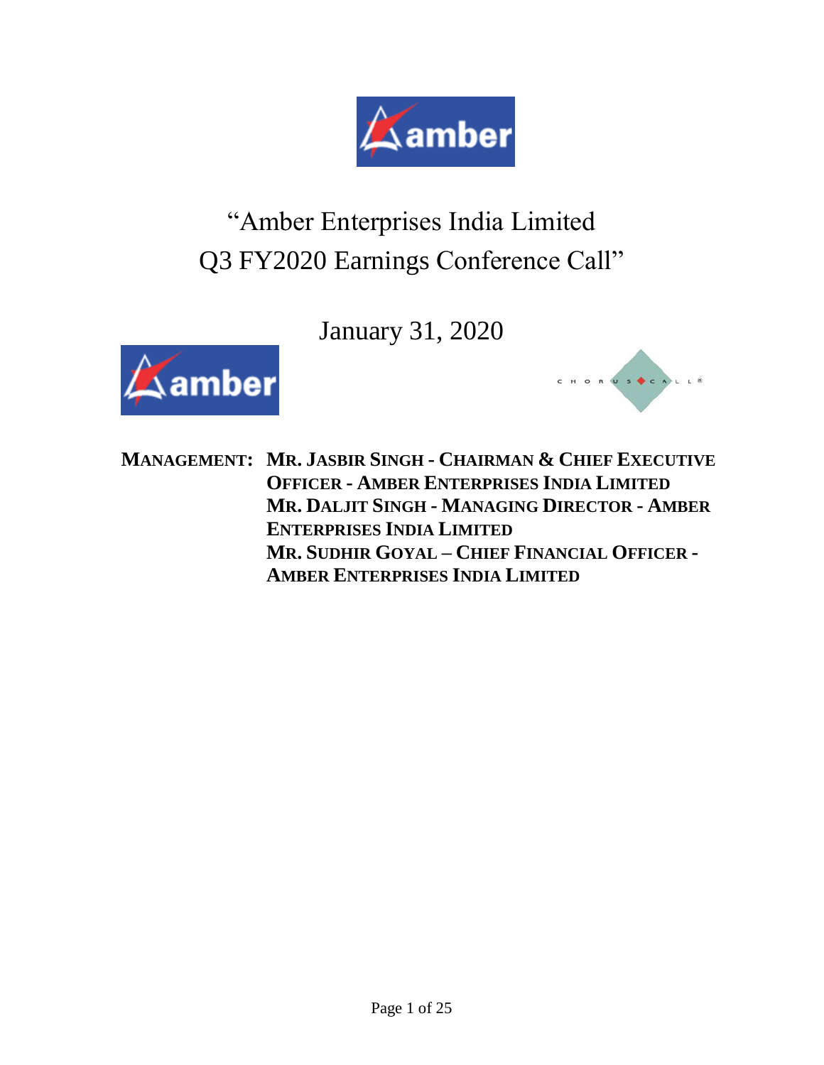# "Amber Enterprises India Limited Q3 FY2020 Earnings Conference Call"

January 31, 2020

**MANAGEMENT: MR. JASBIR SINGH - CHAIRMAN & CHIEF EXECUTIVE OFFICER - AMBER ENTERPRISES INDIA LIMITED**
**MR. DALJIT SINGH - MANAGING DIRECTOR - AMBER ENTERPRISES INDIA LIMITED**
**MR. SUDHIR GOYAL – CHIEF FINANCIAL OFFICER - AMBER ENTERPRISES INDIA LIMITED**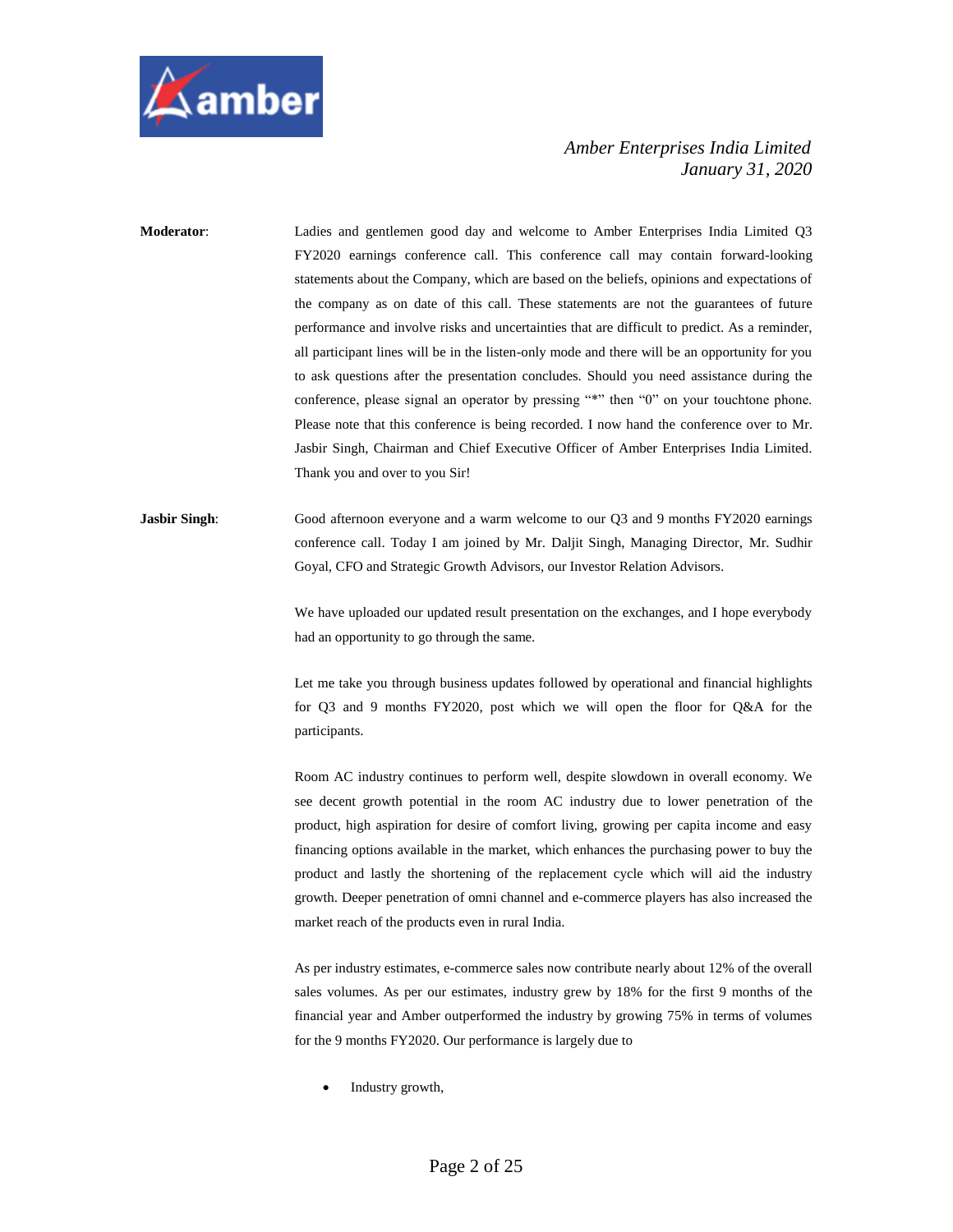**Moderator**: Ladies and gentlemen good day and welcome to Amber Enterprises India Limited Q3 FY2020 earnings conference call. This conference call may contain forward-looking statements about the Company, which are based on the beliefs, opinions and expectations of the company as on date of this call. These statements are not the guarantees of future performance and involve risks and uncertainties that are difficult to predict. As a reminder, all participant lines will be in the listen-only mode and there will be an opportunity for you to ask questions after the presentation concludes. Should you need assistance during the conference, please signal an operator by pressing "*" then "0" on your touchtone phone. Please note that this conference is being recorded. I now hand the conference over to Mr. Jasbir Singh, Chairman and Chief Executive Officer of Amber Enterprises India Limited. Thank you and over to you Sir!

**Jasbir Singh**: Good afternoon everyone and a warm welcome to our Q3 and 9 months FY2020 earnings conference call. Today I am joined by Mr. Daljit Singh, Managing Director, Mr. Sudhir Goyal, CFO and Strategic Growth Advisors, our Investor Relation Advisors.

We have uploaded our updated result presentation on the exchanges, and I hope everybody had an opportunity to go through the same.

Let me take you through business updates followed by operational and financial highlights for Q3 and 9 months FY2020, post which we will open the floor for Q&A for the participants.

Room AC industry continues to perform well, despite slowdown in overall economy. We see decent growth potential in the room AC industry due to lower penetration of the product, high aspiration for desire of comfort living, growing per capita income and easy financing options available in the market, which enhances the purchasing power to buy the product and lastly the shortening of the replacement cycle which will aid the industry growth. Deeper penetration of omni channel and e-commerce players has also increased the market reach of the products even in rural India.

As per industry estimates, e-commerce sales now contribute nearly about 12% of the overall sales volumes. As per our estimates, industry grew by 18% for the first 9 months of the financial year and Amber outperformed the industry by growing 75% in terms of volumes for the 9 months FY2020. Our performance is largely due to

- Industry growth,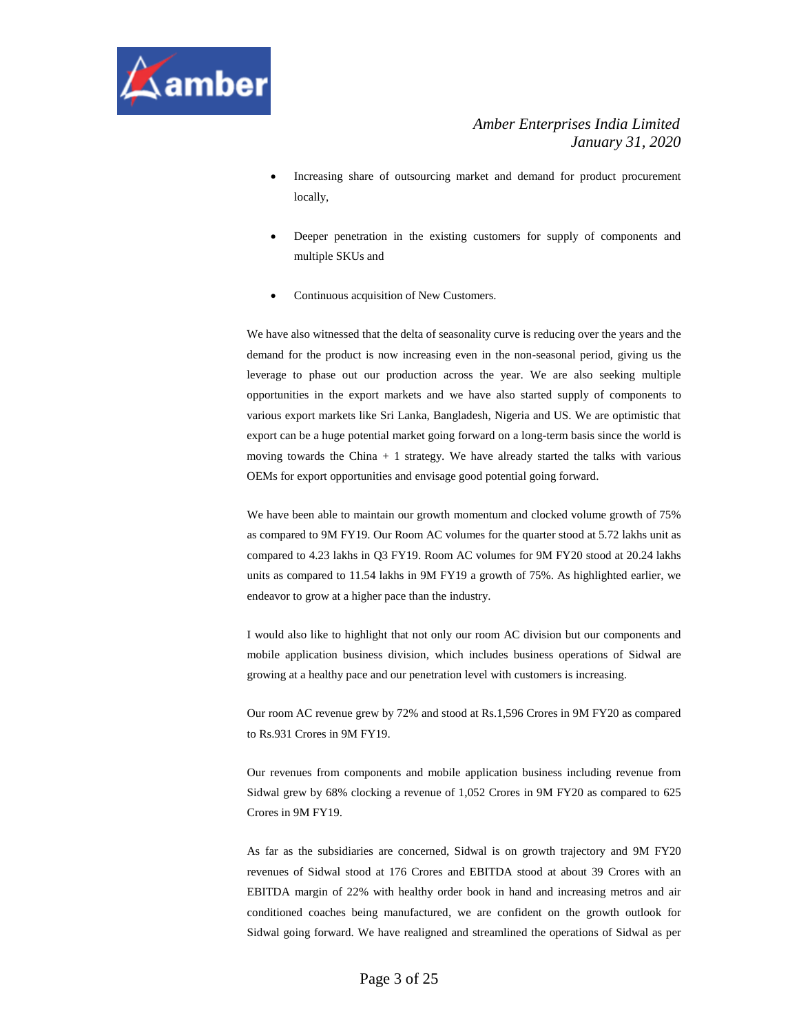- Increasing share of outsourcing market and demand for product procurement locally,
- Deeper penetration in the existing customers for supply of components and multiple SKUs and
- Continuous acquisition of New Customers.

We have also witnessed that the delta of seasonality curve is reducing over the years and the demand for the product is now increasing even in the non-seasonal period, giving us the leverage to phase out our production across the year. We are also seeking multiple opportunities in the export markets and we have also started supply of components to various export markets like Sri Lanka, Bangladesh, Nigeria and US. We are optimistic that export can be a huge potential market going forward on a long-term basis since the world is moving towards the China + 1 strategy. We have already started the talks with various OEMs for export opportunities and envisage good potential going forward.

We have been able to maintain our growth momentum and clocked volume growth of 75% as compared to 9M FY19. Our Room AC volumes for the quarter stood at 5.72 lakhs unit as compared to 4.23 lakhs in Q3 FY19. Room AC volumes for 9M FY20 stood at 20.24 lakhs units as compared to 11.54 lakhs in 9M FY19 a growth of 75%. As highlighted earlier, we endeavor to grow at a higher pace than the industry.

I would also like to highlight that not only our room AC division but our components and mobile application business division, which includes business operations of Sidwal are growing at a healthy pace and our penetration level with customers is increasing.

Our room AC revenue grew by 72% and stood at Rs.1,596 Crores in 9M FY20 as compared to Rs.931 Crores in 9M FY19.

Our revenues from components and mobile application business including revenue from Sidwal grew by 68% clocking a revenue of 1,052 Crores in 9M FY20 as compared to 625 Crores in 9M FY19.

As far as the subsidiaries are concerned, Sidwal is on growth trajectory and 9M FY20 revenues of Sidwal stood at 176 Crores and EBITDA stood at about 39 Crores with an EBITDA margin of 22% with healthy order book in hand and increasing metros and air conditioned coaches being manufactured, we are confident on the growth outlook for Sidwal going forward. We have realigned and streamlined the operations of Sidwal as per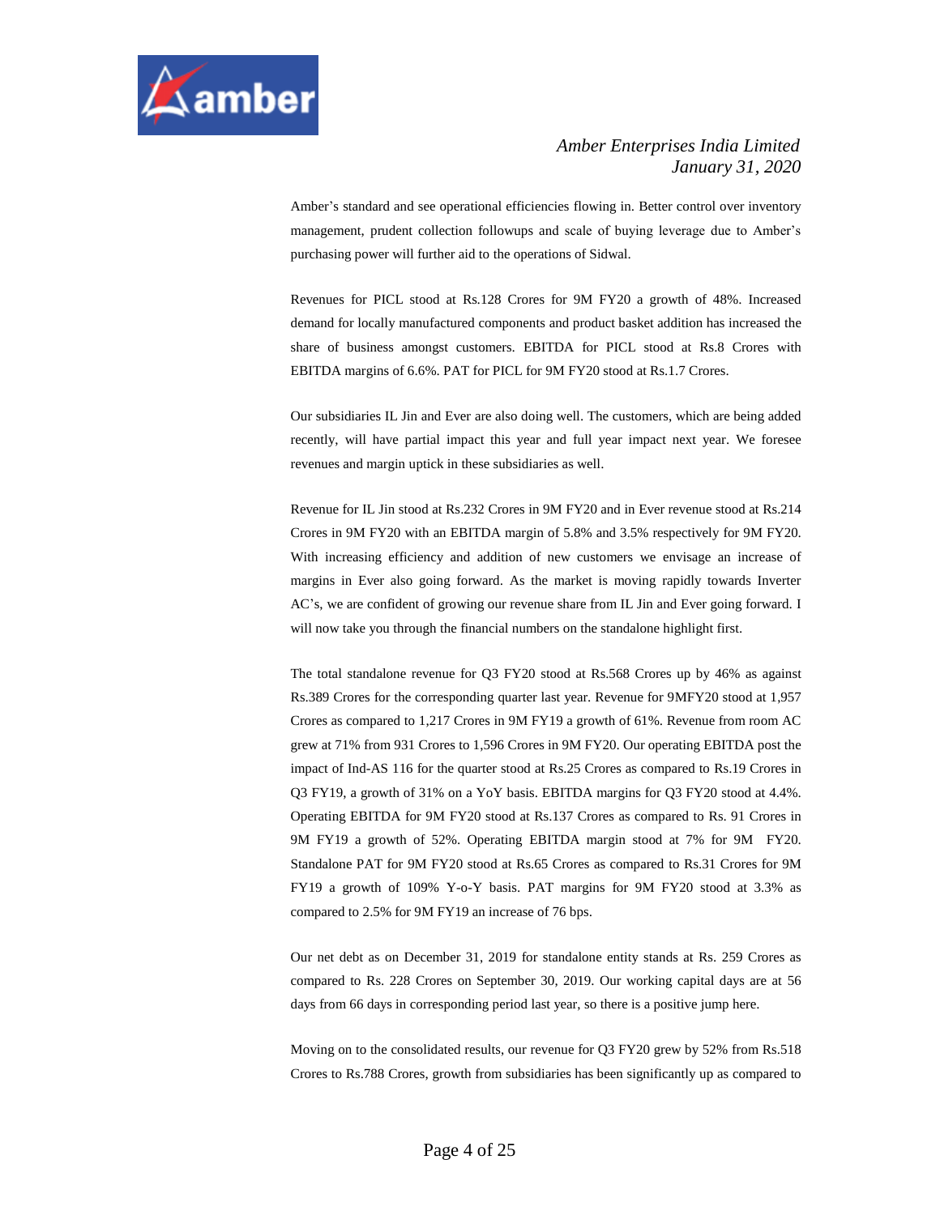Amber's standard and see operational efficiencies flowing in. Better control over inventory management, prudent collection followups and scale of buying leverage due to Amber's purchasing power will further aid to the operations of Sidwal.

Revenues for PICL stood at Rs.128 Crores for 9M FY20 a growth of 48%. Increased demand for locally manufactured components and product basket addition has increased the share of business amongst customers. EBITDA for PICL stood at Rs.8 Crores with EBITDA margins of 6.6%. PAT for PICL for 9M FY20 stood at Rs.1.7 Crores.

Our subsidiaries IL Jin and Ever are also doing well. The customers, which are being added recently, will have partial impact this year and full year impact next year. We foresee revenues and margin uptick in these subsidiaries as well.

Revenue for IL Jin stood at Rs.232 Crores in 9M FY20 and in Ever revenue stood at Rs.214 Crores in 9M FY20 with an EBITDA margin of 5.8% and 3.5% respectively for 9M FY20. With increasing efficiency and addition of new customers we envisage an increase of margins in Ever also going forward. As the market is moving rapidly towards Inverter AC's, we are confident of growing our revenue share from IL Jin and Ever going forward. I will now take you through the financial numbers on the standalone highlight first.

The total standalone revenue for Q3 FY20 stood at Rs.568 Crores up by 46% as against Rs.389 Crores for the corresponding quarter last year. Revenue for 9MFY20 stood at 1,957 Crores as compared to 1,217 Crores in 9M FY19 a growth of 61%. Revenue from room AC grew at 71% from 931 Crores to 1,596 Crores in 9M FY20. Our operating EBITDA post the impact of Ind-AS 116 for the quarter stood at Rs.25 Crores as compared to Rs.19 Crores in Q3 FY19, a growth of 31% on a YoY basis. EBITDA margins for Q3 FY20 stood at 4.4%. Operating EBITDA for 9M FY20 stood at Rs.137 Crores as compared to Rs. 91 Crores in 9M FY19 a growth of 52%. Operating EBITDA margin stood at 7% for 9M FY20. Standalone PAT for 9M FY20 stood at Rs.65 Crores as compared to Rs.31 Crores for 9M FY19 a growth of 109% Y-o-Y basis. PAT margins for 9M FY20 stood at 3.3% as compared to 2.5% for 9M FY19 an increase of 76 bps.

Our net debt as on December 31, 2019 for standalone entity stands at Rs. 259 Crores as compared to Rs. 228 Crores on September 30, 2019. Our working capital days are at 56 days from 66 days in corresponding period last year, so there is a positive jump here.

Moving on to the consolidated results, our revenue for Q3 FY20 grew by 52% from Rs.518 Crores to Rs.788 Crores, growth from subsidiaries has been significantly up as compared to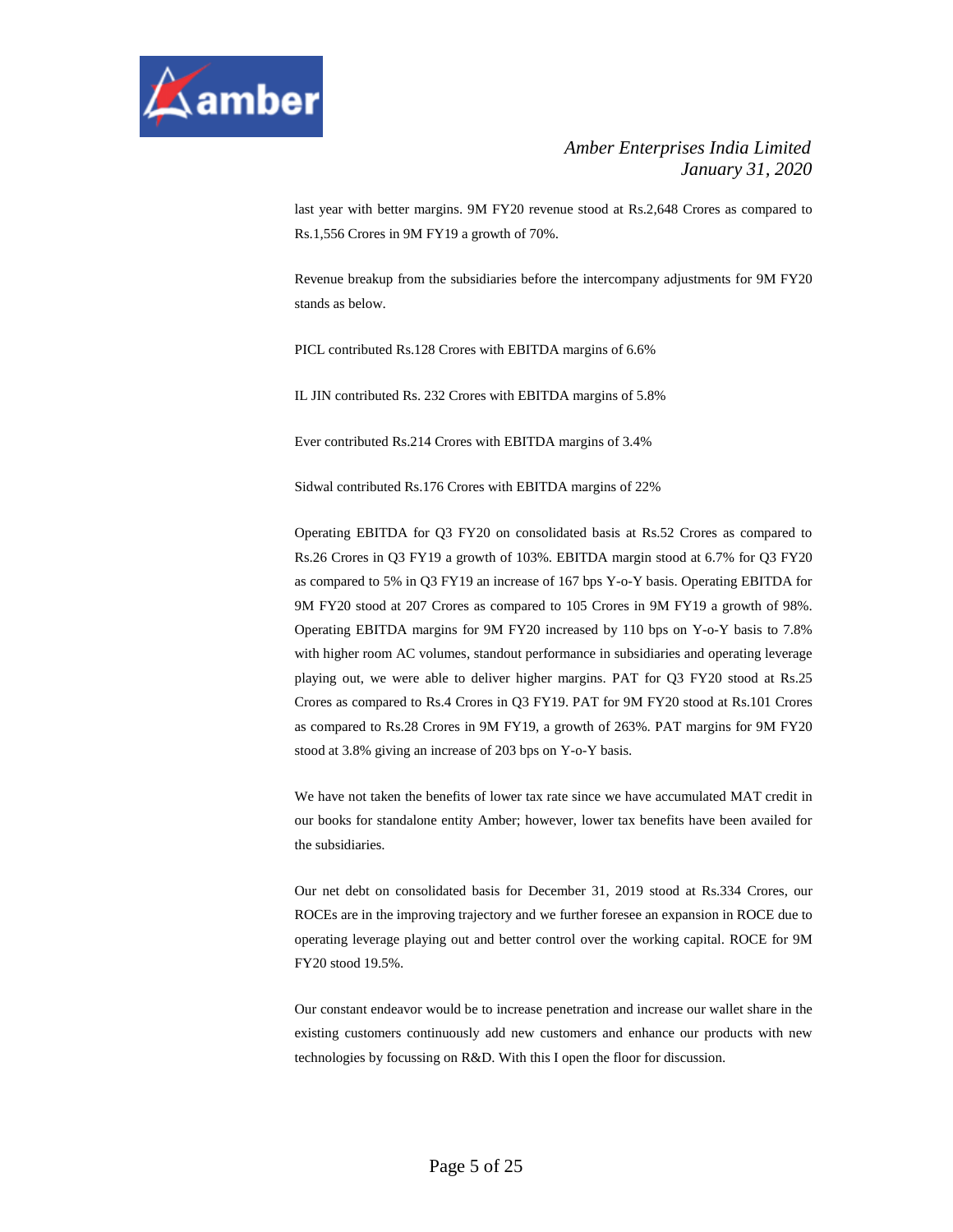last year with better margins. 9M FY20 revenue stood at Rs.2,648 Crores as compared to Rs.1,556 Crores in 9M FY19 a growth of 70%.

Revenue breakup from the subsidiaries before the intercompany adjustments for 9M FY20 stands as below.

PICL contributed Rs.128 Crores with EBITDA margins of 6.6%

IL JIN contributed Rs. 232 Crores with EBITDA margins of 5.8%

Ever contributed Rs.214 Crores with EBITDA margins of 3.4%

Sidwal contributed Rs.176 Crores with EBITDA margins of 22%

Operating EBITDA for Q3 FY20 on consolidated basis at Rs.52 Crores as compared to Rs.26 Crores in Q3 FY19 a growth of 103%. EBITDA margin stood at 6.7% for Q3 FY20 as compared to 5% in Q3 FY19 an increase of 167 bps Y-o-Y basis. Operating EBITDA for 9M FY20 stood at 207 Crores as compared to 105 Crores in 9M FY19 a growth of 98%. Operating EBITDA margins for 9M FY20 increased by 110 bps on Y-o-Y basis to 7.8% with higher room AC volumes, standout performance in subsidiaries and operating leverage playing out, we were able to deliver higher margins. PAT for Q3 FY20 stood at Rs.25 Crores as compared to Rs.4 Crores in Q3 FY19. PAT for 9M FY20 stood at Rs.101 Crores as compared to Rs.28 Crores in 9M FY19, a growth of 263%. PAT margins for 9M FY20 stood at 3.8% giving an increase of 203 bps on Y-o-Y basis.

We have not taken the benefits of lower tax rate since we have accumulated MAT credit in our books for standalone entity Amber; however, lower tax benefits have been availed for the subsidiaries.

Our net debt on consolidated basis for December 31, 2019 stood at Rs.334 Crores, our ROCEs are in the improving trajectory and we further foresee an expansion in ROCE due to operating leverage playing out and better control over the working capital. ROCE for 9M FY20 stood 19.5%.

Our constant endeavor would be to increase penetration and increase our wallet share in the existing customers continuously add new customers and enhance our products with new technologies by focussing on R&D. With this I open the floor for discussion.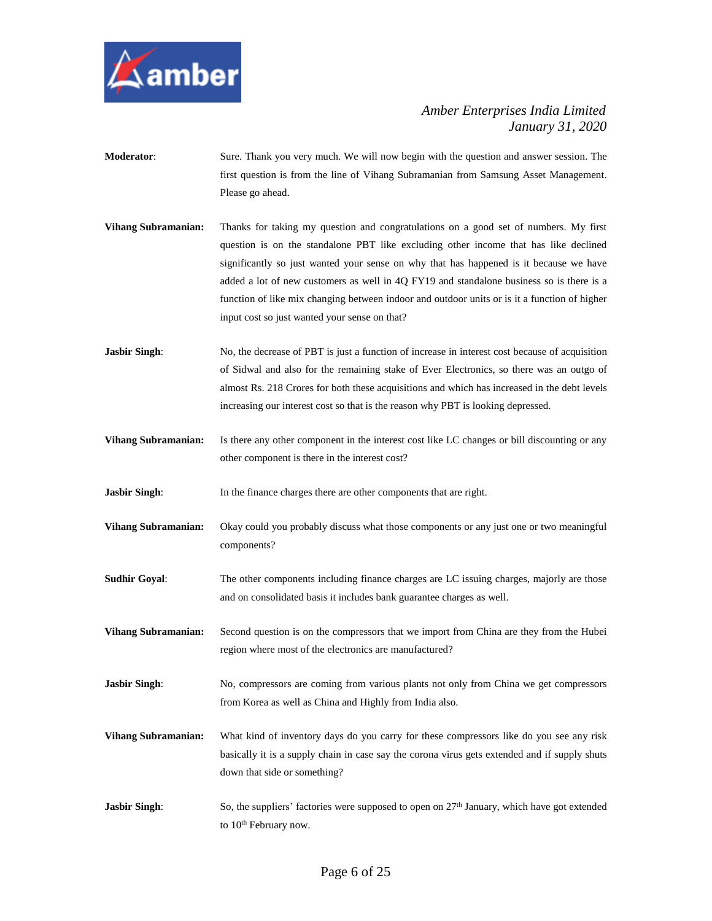**Moderator**: Sure. Thank you very much. We will now begin with the question and answer session. The first question is from the line of Vihang Subramanian from Samsung Asset Management. Please go ahead.

**Vihang Subramanian:** Thanks for taking my question and congratulations on a good set of numbers. My first question is on the standalone PBT like excluding other income that has like declined significantly so just wanted your sense on why that has happened is it because we have added a lot of new customers as well in 4Q FY19 and standalone business so is there is a function of like mix changing between indoor and outdoor units or is it a function of higher input cost so just wanted your sense on that?

**Jasbir Singh**: No, the decrease of PBT is just a function of increase in interest cost because of acquisition of Sidwal and also for the remaining stake of Ever Electronics, so there was an outgo of almost Rs. 218 Crores for both these acquisitions and which has increased in the debt levels increasing our interest cost so that is the reason why PBT is looking depressed.

**Vihang Subramanian:** Is there any other component in the interest cost like LC changes or bill discounting or any other component is there in the interest cost?

**Jasbir Singh**: In the finance charges there are other components that are right.

**Vihang Subramanian:** Okay could you probably discuss what those components or any just one or two meaningful components?

**Sudhir Goyal**: The other components including finance charges are LC issuing charges, majorly are those and on consolidated basis it includes bank guarantee charges as well.

**Vihang Subramanian:** Second question is on the compressors that we import from China are they from the Hubei region where most of the electronics are manufactured?

**Jasbir Singh**: No, compressors are coming from various plants not only from China we get compressors from Korea as well as China and Highly from India also.

**Vihang Subramanian:** What kind of inventory days do you carry for these compressors like do you see any risk basically it is a supply chain in case say the corona virus gets extended and if supply shuts down that side or something?

**Jasbir Singh**: So, the suppliers' factories were supposed to open on 27th January, which have got extended to 10th February now.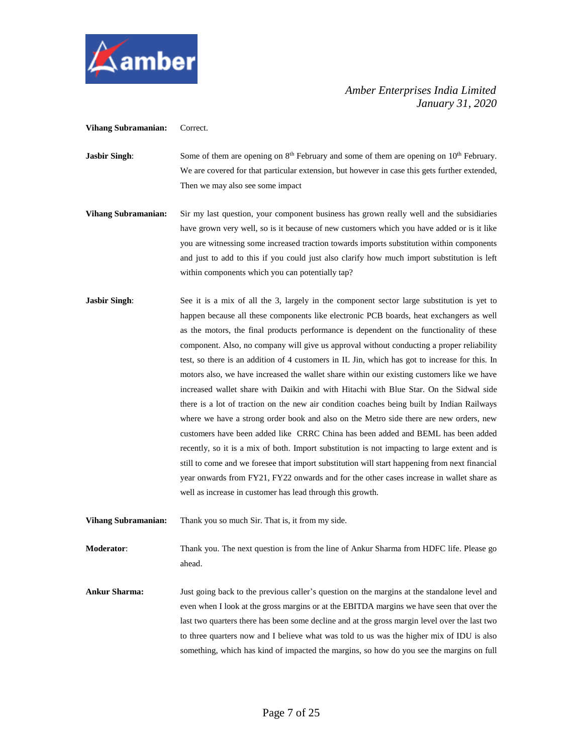**Vihang Subramanian:** Correct.

**Jasbir Singh:** Some of them are opening on 8th February and some of them are opening on 10th February. We are covered for that particular extension, but however in case this gets further extended, Then we may also see some impact

**Vihang Subramanian:** Sir my last question, your component business has grown really well and the subsidiaries have grown very well, so is it because of new customers which you have added or is it like you are witnessing some increased traction towards imports substitution within components and just to add to this if you could just also clarify how much import substitution is left within components which you can potentially tap?

**Jasbir Singh:** See it is a mix of all the 3, largely in the component sector large substitution is yet to happen because all these components like electronic PCB boards, heat exchangers as well as the motors, the final products performance is dependent on the functionality of these component. Also, no company will give us approval without conducting a proper reliability test, so there is an addition of 4 customers in IL Jin, which has got to increase for this. In motors also, we have increased the wallet share within our existing customers like we have increased wallet share with Daikin and with Hitachi with Blue Star. On the Sidwal side there is a lot of traction on the new air condition coaches being built by Indian Railways where we have a strong order book and also on the Metro side there are new orders, new customers have been added like CRRC China has been added and BEML has been added recently, so it is a mix of both. Import substitution is not impacting to large extent and is still to come and we foresee that import substitution will start happening from next financial year onwards from FY21, FY22 onwards and for the other cases increase in wallet share as well as increase in customer has lead through this growth.

**Vihang Subramanian:** Thank you so much Sir. That is, it from my side.

**Moderator:** Thank you. The next question is from the line of Ankur Sharma from HDFC life. Please go ahead.

**Ankur Sharma:** Just going back to the previous caller's question on the margins at the standalone level and even when I look at the gross margins or at the EBITDA margins we have seen that over the last two quarters there has been some decline and at the gross margin level over the last two to three quarters now and I believe what was told to us was the higher mix of IDU is also something, which has kind of impacted the margins, so how do you see the margins on full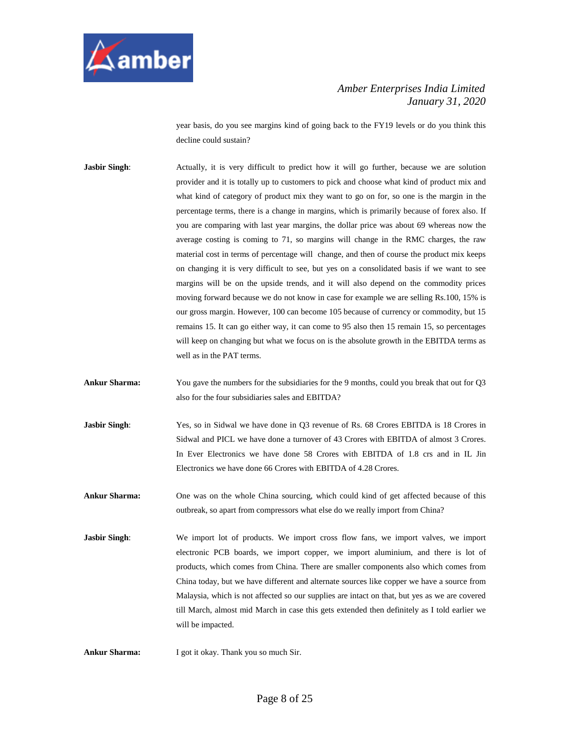year basis, do you see margins kind of going back to the FY19 levels or do you think this decline could sustain?

**Jasbir Singh**: Actually, it is very difficult to predict how it will go further, because we are solution provider and it is totally up to customers to pick and choose what kind of product mix and what kind of category of product mix they want to go on for, so one is the margin in the percentage terms, there is a change in margins, which is primarily because of forex also. If you are comparing with last year margins, the dollar price was about 69 whereas now the average costing is coming to 71, so margins will change in the RMC charges, the raw material cost in terms of percentage will change, and then of course the product mix keeps on changing it is very difficult to see, but yes on a consolidated basis if we want to see margins will be on the upside trends, and it will also depend on the commodity prices moving forward because we do not know in case for example we are selling Rs.100, 15% is our gross margin. However, 100 can become 105 because of currency or commodity, but 15 remains 15. It can go either way, it can come to 95 also then 15 remain 15, so percentages will keep on changing but what we focus on is the absolute growth in the EBITDA terms as well as in the PAT terms.

**Ankur Sharma:** You gave the numbers for the subsidiaries for the 9 months, could you break that out for Q3 also for the four subsidiaries sales and EBITDA?

**Jasbir Singh**: Yes, so in Sidwal we have done in Q3 revenue of Rs. 68 Crores EBITDA is 18 Crores in Sidwal and PICL we have done a turnover of 43 Crores with EBITDA of almost 3 Crores. In Ever Electronics we have done 58 Crores with EBITDA of 1.8 crs and in IL Jin Electronics we have done 66 Crores with EBITDA of 4.28 Crores.

**Ankur Sharma:** One was on the whole China sourcing, which could kind of get affected because of this outbreak, so apart from compressors what else do we really import from China?

**Jasbir Singh**: We import lot of products. We import cross flow fans, we import valves, we import electronic PCB boards, we import copper, we import aluminium, and there is lot of products, which comes from China. There are smaller components also which comes from China today, but we have different and alternate sources like copper we have a source from Malaysia, which is not affected so our supplies are intact on that, but yes as we are covered till March, almost mid March in case this gets extended then definitely as I told earlier we will be impacted.

**Ankur Sharma:** I got it okay. Thank you so much Sir.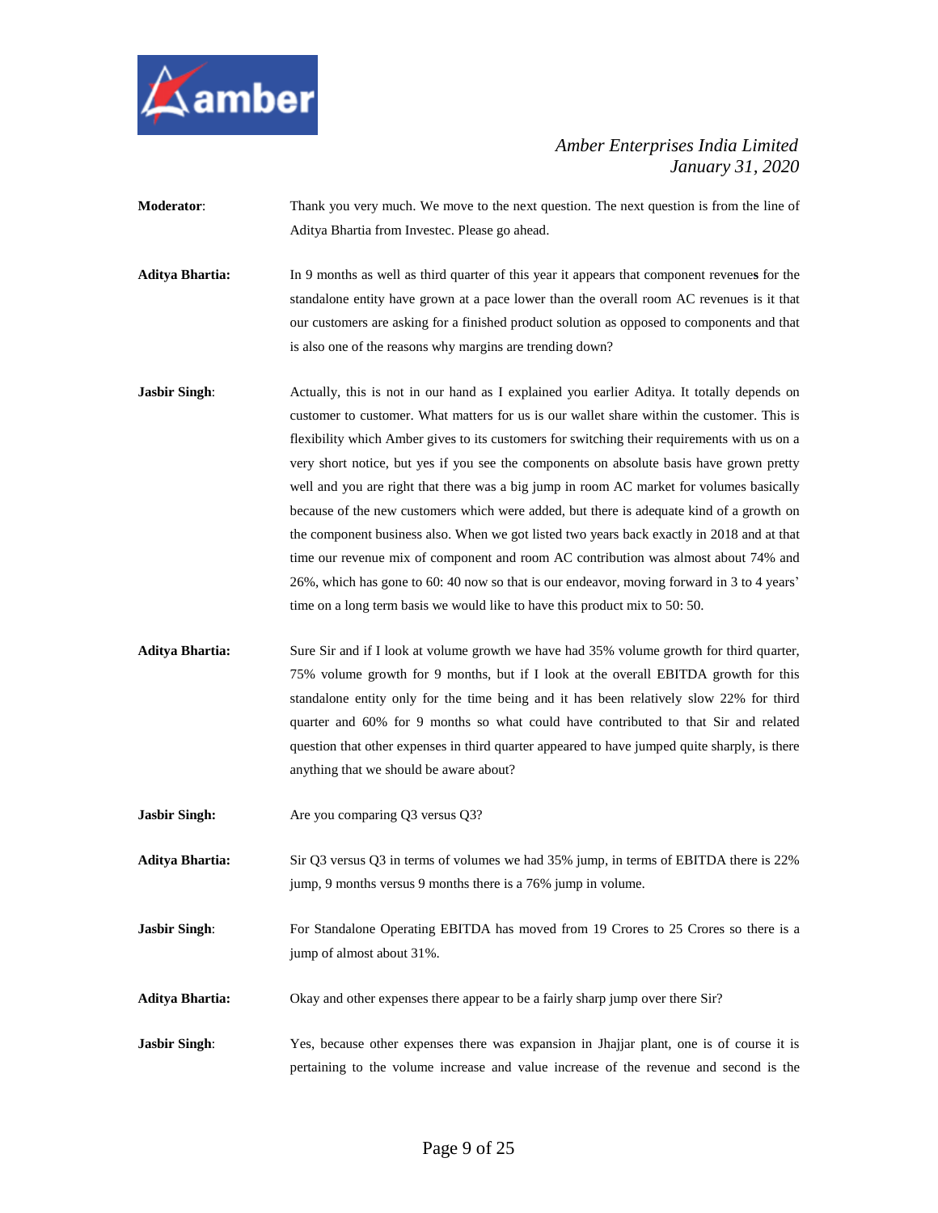**Moderator**: Thank you very much. We move to the next question. The next question is from the line of Aditya Bhartia from Investec. Please go ahead.

**Aditya Bhartia:** In 9 months as well as third quarter of this year it appears that component revenues for the standalone entity have grown at a pace lower than the overall room AC revenues is it that our customers are asking for a finished product solution as opposed to components and that is also one of the reasons why margins are trending down?

**Jasbir Singh**: Actually, this is not in our hand as I explained you earlier Aditya. It totally depends on customer to customer. What matters for us is our wallet share within the customer. This is flexibility which Amber gives to its customers for switching their requirements with us on a very short notice, but yes if you see the components on absolute basis have grown pretty well and you are right that there was a big jump in room AC market for volumes basically because of the new customers which were added, but there is adequate kind of a growth on the component business also. When we got listed two years back exactly in 2018 and at that time our revenue mix of component and room AC contribution was almost about 74% and 26%, which has gone to 60: 40 now so that is our endeavor, moving forward in 3 to 4 years' time on a long term basis we would like to have this product mix to 50: 50.

**Aditya Bhartia:** Sure Sir and if I look at volume growth we have had 35% volume growth for third quarter, 75% volume growth for 9 months, but if I look at the overall EBITDA growth for this standalone entity only for the time being and it has been relatively slow 22% for third quarter and 60% for 9 months so what could have contributed to that Sir and related question that other expenses in third quarter appeared to have jumped quite sharply, is there anything that we should be aware about?

**Jasbir Singh:** Are you comparing Q3 versus Q3?

**Aditya Bhartia:** Sir Q3 versus Q3 in terms of volumes we had 35% jump, in terms of EBITDA there is 22% jump, 9 months versus 9 months there is a 76% jump in volume.

**Jasbir Singh**: For Standalone Operating EBITDA has moved from 19 Crores to 25 Crores so there is a jump of almost about 31%.

**Aditya Bhartia:** Okay and other expenses there appear to be a fairly sharp jump over there Sir?

**Jasbir Singh**: Yes, because other expenses there was expansion in Jhajjar plant, one is of course it is pertaining to the volume increase and value increase of the revenue and second is the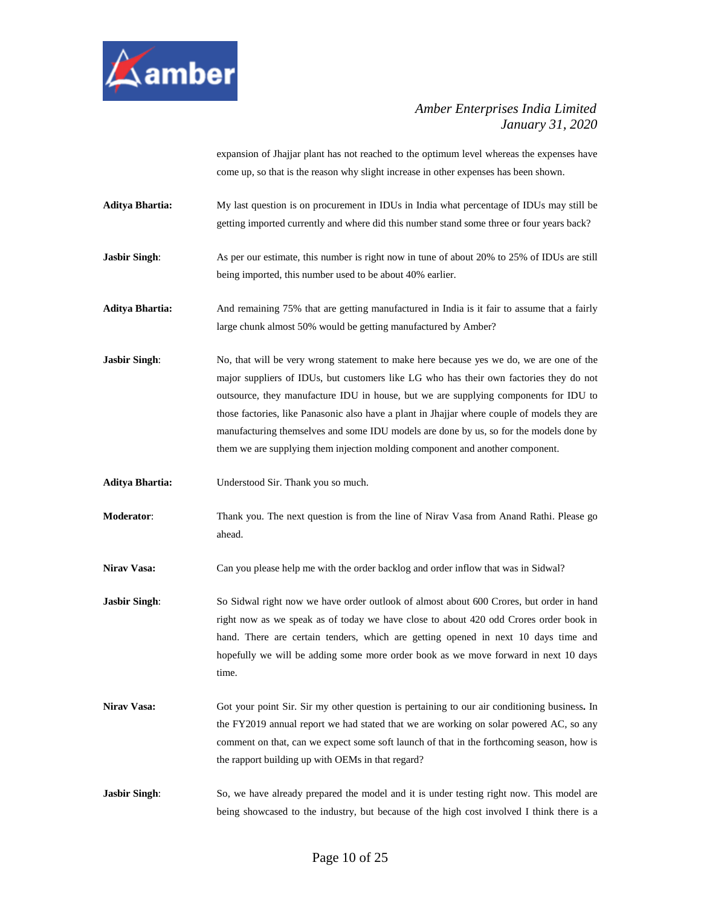expansion of Jhajjar plant has not reached to the optimum level whereas the expenses have come up, so that is the reason why slight increase in other expenses has been shown.

**Aditya Bhartia:** My last question is on procurement in IDUs in India what percentage of IDUs may still be getting imported currently and where did this number stand some three or four years back?

**Jasbir Singh**: As per our estimate, this number is right now in tune of about 20% to 25% of IDUs are still being imported, this number used to be about 40% earlier.

**Aditya Bhartia:** And remaining 75% that are getting manufactured in India is it fair to assume that a fairly large chunk almost 50% would be getting manufactured by Amber?

**Jasbir Singh**: No, that will be very wrong statement to make here because yes we do, we are one of the major suppliers of IDUs, but customers like LG who has their own factories they do not outsource, they manufacture IDU in house, but we are supplying components for IDU to those factories, like Panasonic also have a plant in Jhajjar where couple of models they are manufacturing themselves and some IDU models are done by us, so for the models done by them we are supplying them injection molding component and another component.

**Aditya Bhartia:** Understood Sir. Thank you so much.

**Moderator**: Thank you. The next question is from the line of Nirav Vasa from Anand Rathi. Please go ahead.

**Nirav Vasa:** Can you please help me with the order backlog and order inflow that was in Sidwal?

**Jasbir Singh**: So Sidwal right now we have order outlook of almost about 600 Crores, but order in hand right now as we speak as of today we have close to about 420 odd Crores order book in hand. There are certain tenders, which are getting opened in next 10 days time and hopefully we will be adding some more order book as we move forward in next 10 days time.

**Nirav Vasa:** Got your point Sir. Sir my other question is pertaining to our air conditioning business**.** In the FY2019 annual report we had stated that we are working on solar powered AC, so any comment on that, can we expect some soft launch of that in the forthcoming season, how is the rapport building up with OEMs in that regard?

**Jasbir Singh**: So, we have already prepared the model and it is under testing right now. This model are being showcased to the industry, but because of the high cost involved I think there is a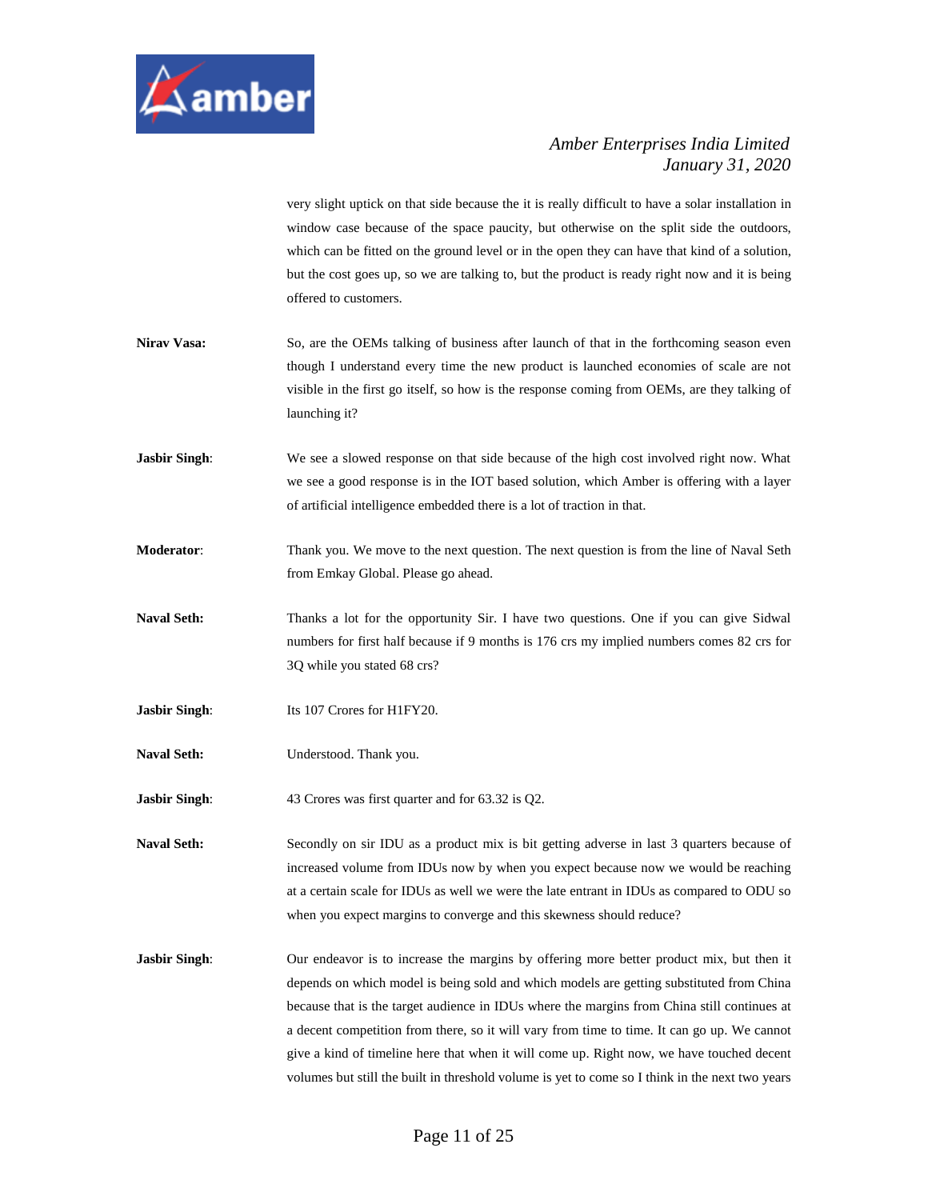very slight uptick on that side because the it is really difficult to have a solar installation in window case because of the space paucity, but otherwise on the split side the outdoors, which can be fitted on the ground level or in the open they can have that kind of a solution, but the cost goes up, so we are talking to, but the product is ready right now and it is being offered to customers.

**Nirav Vasa:** So, are the OEMs talking of business after launch of that in the forthcoming season even though I understand every time the new product is launched economies of scale are not visible in the first go itself, so how is the response coming from OEMs, are they talking of launching it?

**Jasbir Singh**: We see a slowed response on that side because of the high cost involved right now. What we see a good response is in the IOT based solution, which Amber is offering with a layer of artificial intelligence embedded there is a lot of traction in that.

**Moderator**: Thank you. We move to the next question. The next question is from the line of Naval Seth from Emkay Global. Please go ahead.

**Naval Seth:** Thanks a lot for the opportunity Sir. I have two questions. One if you can give Sidwal numbers for first half because if 9 months is 176 crs my implied numbers comes 82 crs for 3Q while you stated 68 crs?

**Jasbir Singh**: Its 107 Crores for H1FY20.

**Naval Seth:** Understood. Thank you.

**Jasbir Singh**: 43 Crores was first quarter and for 63.32 is Q2.

**Naval Seth:** Secondly on sir IDU as a product mix is bit getting adverse in last 3 quarters because of increased volume from IDUs now by when you expect because now we would be reaching at a certain scale for IDUs as well we were the late entrant in IDUs as compared to ODU so when you expect margins to converge and this skewness should reduce?

**Jasbir Singh**: Our endeavor is to increase the margins by offering more better product mix, but then it depends on which model is being sold and which models are getting substituted from China because that is the target audience in IDUs where the margins from China still continues at a decent competition from there, so it will vary from time to time. It can go up. We cannot give a kind of timeline here that when it will come up. Right now, we have touched decent volumes but still the built in threshold volume is yet to come so I think in the next two years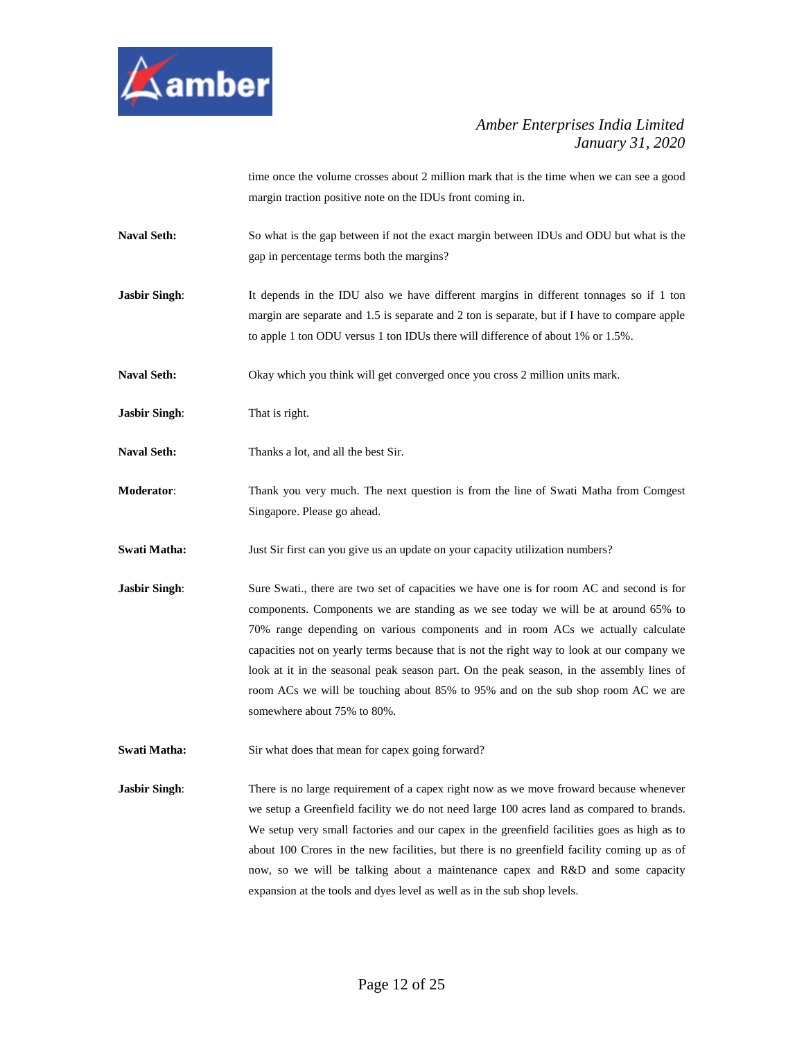time once the volume crosses about 2 million mark that is the time when we can see a good margin traction positive note on the IDUs front coming in.

**Naval Seth:** So what is the gap between if not the exact margin between IDUs and ODU but what is the gap in percentage terms both the margins?

**Jasbir Singh**: It depends in the IDU also we have different margins in different tonnages so if 1 ton margin are separate and 1.5 is separate and 2 ton is separate, but if I have to compare apple to apple 1 ton ODU versus 1 ton IDUs there will difference of about 1% or 1.5%.

**Naval Seth:** Okay which you think will get converged once you cross 2 million units mark.

**Jasbir Singh**: That is right.

**Naval Seth:** Thanks a lot, and all the best Sir.

**Moderator**: Thank you very much. The next question is from the line of Swati Matha from Comgest Singapore. Please go ahead.

**Swati Matha:** Just Sir first can you give us an update on your capacity utilization numbers?

**Jasbir Singh**: Sure Swati., there are two set of capacities we have one is for room AC and second is for components. Components we are standing as we see today we will be at around 65% to 70% range depending on various components and in room ACs we actually calculate capacities not on yearly terms because that is not the right way to look at our company we look at it in the seasonal peak season part. On the peak season, in the assembly lines of room ACs we will be touching about 85% to 95% and on the sub shop room AC we are somewhere about 75% to 80%.

**Swati Matha:** Sir what does that mean for capex going forward?

**Jasbir Singh**: There is no large requirement of a capex right now as we move froward because whenever we setup a Greenfield facility we do not need large 100 acres land as compared to brands. We setup very small factories and our capex in the greenfield facilities goes as high as to about 100 Crores in the new facilities, but there is no greenfield facility coming up as of now, so we will be talking about a maintenance capex and R&D and some capacity expansion at the tools and dyes level as well as in the sub shop levels.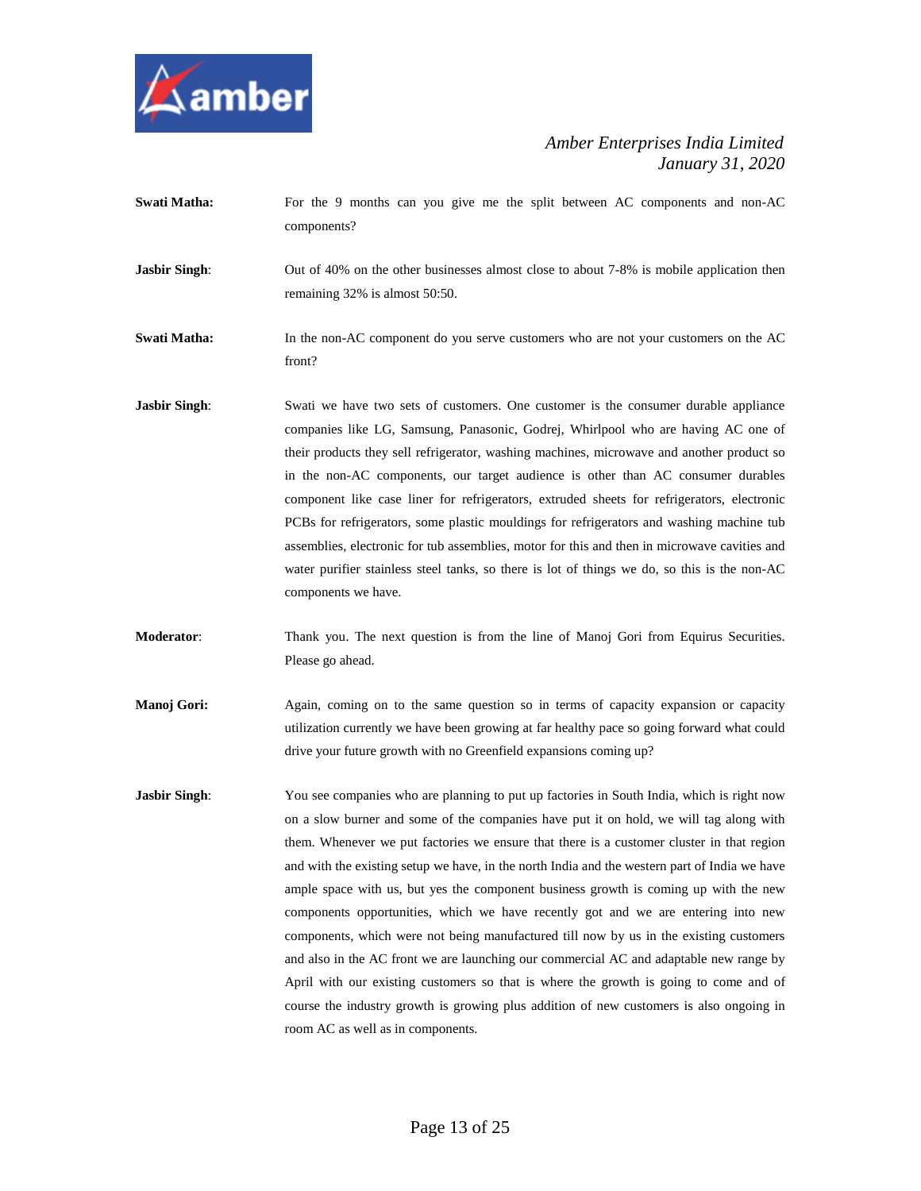**Swati Matha:** For the 9 months can you give me the split between AC components and non-AC components?

**Jasbir Singh**: Out of 40% on the other businesses almost close to about 7-8% is mobile application then remaining 32% is almost 50:50.

**Swati Matha:** In the non-AC component do you serve customers who are not your customers on the AC front?

**Jasbir Singh**: Swati we have two sets of customers. One customer is the consumer durable appliance companies like LG, Samsung, Panasonic, Godrej, Whirlpool who are having AC one of their products they sell refrigerator, washing machines, microwave and another product so in the non-AC components, our target audience is other than AC consumer durables component like case liner for refrigerators, extruded sheets for refrigerators, electronic PCBs for refrigerators, some plastic mouldings for refrigerators and washing machine tub assemblies, electronic for tub assemblies, motor for this and then in microwave cavities and water purifier stainless steel tanks, so there is lot of things we do, so this is the non-AC components we have.

**Moderator**: Thank you. The next question is from the line of Manoj Gori from Equirus Securities. Please go ahead.

**Manoj Gori:** Again, coming on to the same question so in terms of capacity expansion or capacity utilization currently we have been growing at far healthy pace so going forward what could drive your future growth with no Greenfield expansions coming up?

**Jasbir Singh**: You see companies who are planning to put up factories in South India, which is right now on a slow burner and some of the companies have put it on hold, we will tag along with them. Whenever we put factories we ensure that there is a customer cluster in that region and with the existing setup we have, in the north India and the western part of India we have ample space with us, but yes the component business growth is coming up with the new components opportunities, which we have recently got and we are entering into new components, which were not being manufactured till now by us in the existing customers and also in the AC front we are launching our commercial AC and adaptable new range by April with our existing customers so that is where the growth is going to come and of course the industry growth is growing plus addition of new customers is also ongoing in room AC as well as in components.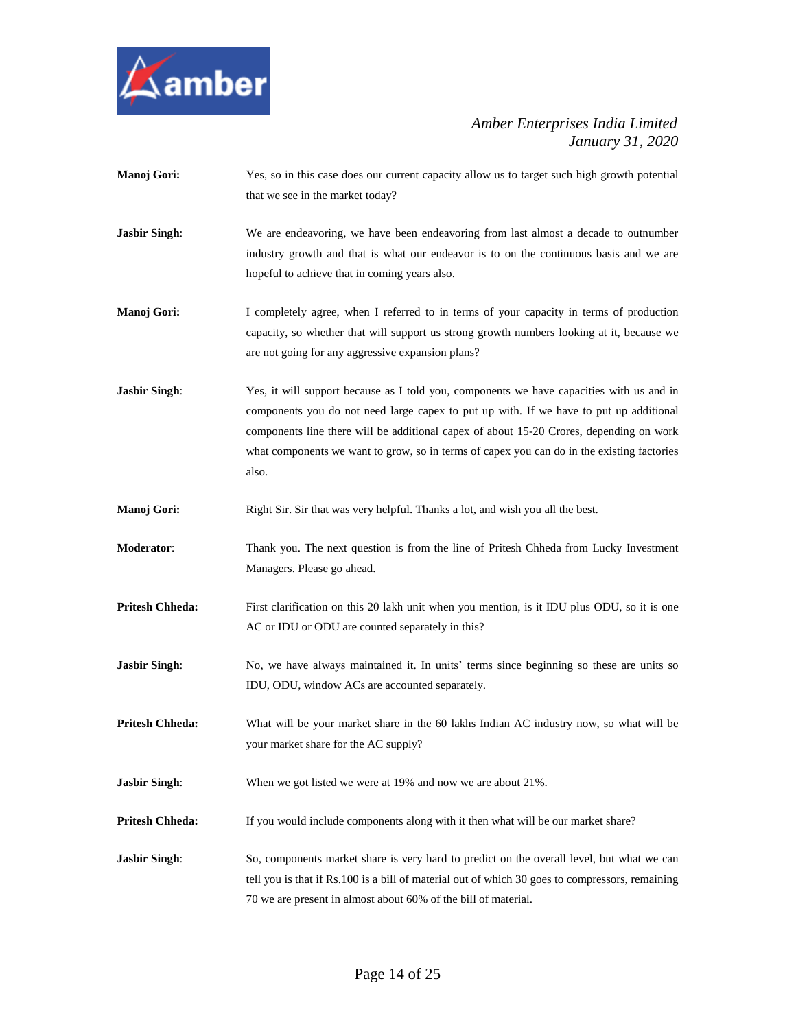**Manoj Gori:** Yes, so in this case does our current capacity allow us to target such high growth potential that we see in the market today?

**Jasbir Singh**: We are endeavoring, we have been endeavoring from last almost a decade to outnumber industry growth and that is what our endeavor is to on the continuous basis and we are hopeful to achieve that in coming years also.

**Manoj Gori:** I completely agree, when I referred to in terms of your capacity in terms of production capacity, so whether that will support us strong growth numbers looking at it, because we are not going for any aggressive expansion plans?

**Jasbir Singh**: Yes, it will support because as I told you, components we have capacities with us and in components you do not need large capex to put up with. If we have to put up additional components line there will be additional capex of about 15-20 Crores, depending on work what components we want to grow, so in terms of capex you can do in the existing factories also.

**Manoj Gori:** Right Sir. Sir that was very helpful. Thanks a lot, and wish you all the best.

**Moderator**: Thank you. The next question is from the line of Pritesh Chheda from Lucky Investment Managers. Please go ahead.

**Pritesh Chheda:** First clarification on this 20 lakh unit when you mention, is it IDU plus ODU, so it is one AC or IDU or ODU are counted separately in this?

**Jasbir Singh**: No, we have always maintained it. In units' terms since beginning so these are units so IDU, ODU, window ACs are accounted separately.

**Pritesh Chheda:** What will be your market share in the 60 lakhs Indian AC industry now, so what will be your market share for the AC supply?

**Jasbir Singh**: When we got listed we were at 19% and now we are about 21%.

**Pritesh Chheda:** If you would include components along with it then what will be our market share?

**Jasbir Singh**: So, components market share is very hard to predict on the overall level, but what we can tell you is that if Rs.100 is a bill of material out of which 30 goes to compressors, remaining 70 we are present in almost about 60% of the bill of material.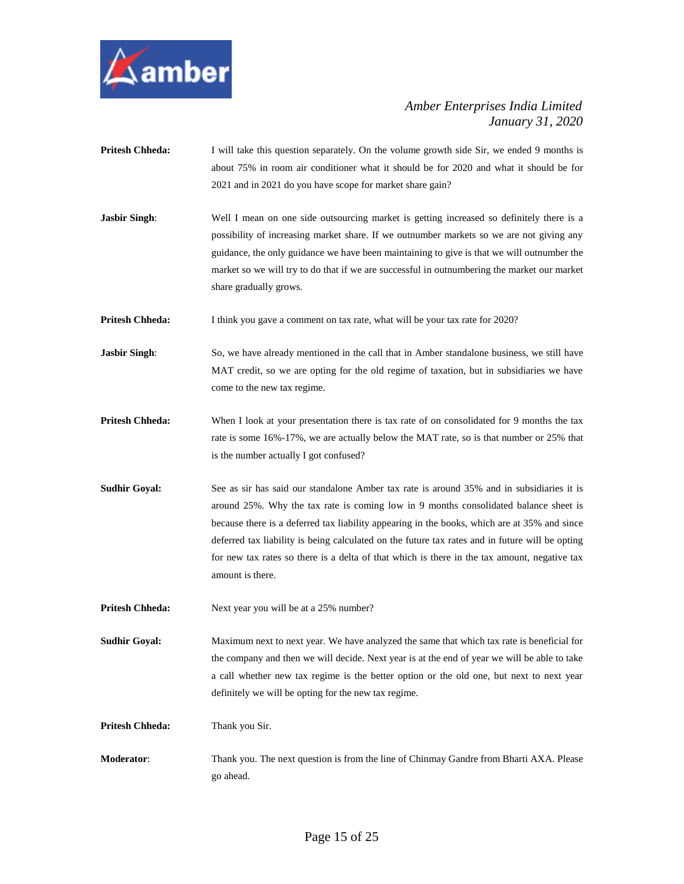**Pritesh Chheda:** I will take this question separately. On the volume growth side Sir, we ended 9 months is about 75% in room air conditioner what it should be for 2020 and what it should be for 2021 and in 2021 do you have scope for market share gain?

**Jasbir Singh**: Well I mean on one side outsourcing market is getting increased so definitely there is a possibility of increasing market share. If we outnumber markets so we are not giving any guidance, the only guidance we have been maintaining to give is that we will outnumber the market so we will try to do that if we are successful in outnumbering the market our market share gradually grows.

**Pritesh Chheda:** I think you gave a comment on tax rate, what will be your tax rate for 2020?

**Jasbir Singh**: So, we have already mentioned in the call that in Amber standalone business, we still have MAT credit, so we are opting for the old regime of taxation, but in subsidiaries we have come to the new tax regime.

**Pritesh Chheda:** When I look at your presentation there is tax rate of on consolidated for 9 months the tax rate is some 16%-17%, we are actually below the MAT rate, so is that number or 25% that is the number actually I got confused?

**Sudhir Goyal:** See as sir has said our standalone Amber tax rate is around 35% and in subsidiaries it is around 25%. Why the tax rate is coming low in 9 months consolidated balance sheet is because there is a deferred tax liability appearing in the books, which are at 35% and since deferred tax liability is being calculated on the future tax rates and in future will be opting for new tax rates so there is a delta of that which is there in the tax amount, negative tax amount is there.

**Pritesh Chheda:** Next year you will be at a 25% number?

**Sudhir Goyal:** Maximum next to next year. We have analyzed the same that which tax rate is beneficial for the company and then we will decide. Next year is at the end of year we will be able to take a call whether new tax regime is the better option or the old one, but next to next year definitely we will be opting for the new tax regime.

**Pritesh Chheda:** Thank you Sir.

**Moderator**: Thank you. The next question is from the line of Chinmay Gandre from Bharti AXA. Please go ahead.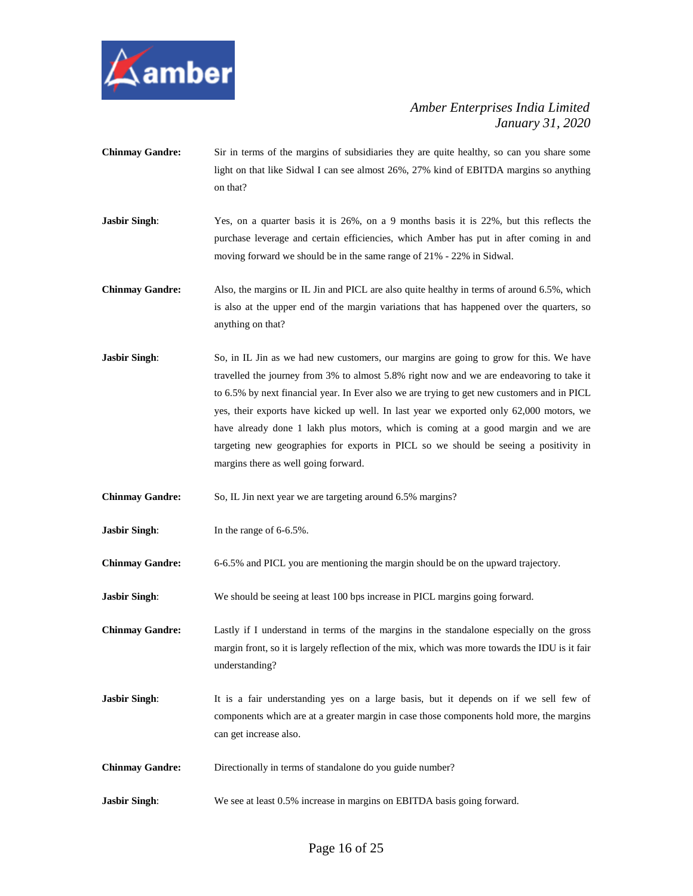**Chinmay Gandre:** Sir in terms of the margins of subsidiaries they are quite healthy, so can you share some light on that like Sidwal I can see almost 26%, 27% kind of EBITDA margins so anything on that?

**Jasbir Singh**: Yes, on a quarter basis it is 26%, on a 9 months basis it is 22%, but this reflects the purchase leverage and certain efficiencies, which Amber has put in after coming in and moving forward we should be in the same range of 21% - 22% in Sidwal.

**Chinmay Gandre:** Also, the margins or IL Jin and PICL are also quite healthy in terms of around 6.5%, which is also at the upper end of the margin variations that has happened over the quarters, so anything on that?

**Jasbir Singh**: So, in IL Jin as we had new customers, our margins are going to grow for this. We have travelled the journey from 3% to almost 5.8% right now and we are endeavoring to take it to 6.5% by next financial year. In Ever also we are trying to get new customers and in PICL yes, their exports have kicked up well. In last year we exported only 62,000 motors, we have already done 1 lakh plus motors, which is coming at a good margin and we are targeting new geographies for exports in PICL so we should be seeing a positivity in margins there as well going forward.

**Chinmay Gandre:** So, IL Jin next year we are targeting around 6.5% margins?

**Jasbir Singh**: In the range of 6-6.5%.

**Chinmay Gandre:** 6-6.5% and PICL you are mentioning the margin should be on the upward trajectory.

**Jasbir Singh**: We should be seeing at least 100 bps increase in PICL margins going forward.

**Chinmay Gandre:** Lastly if I understand in terms of the margins in the standalone especially on the gross margin front, so it is largely reflection of the mix, which was more towards the IDU is it fair understanding?

**Jasbir Singh**: It is a fair understanding yes on a large basis, but it depends on if we sell few of components which are at a greater margin in case those components hold more, the margins can get increase also.

**Chinmay Gandre:** Directionally in terms of standalone do you guide number?

**Jasbir Singh**: We see at least 0.5% increase in margins on EBITDA basis going forward.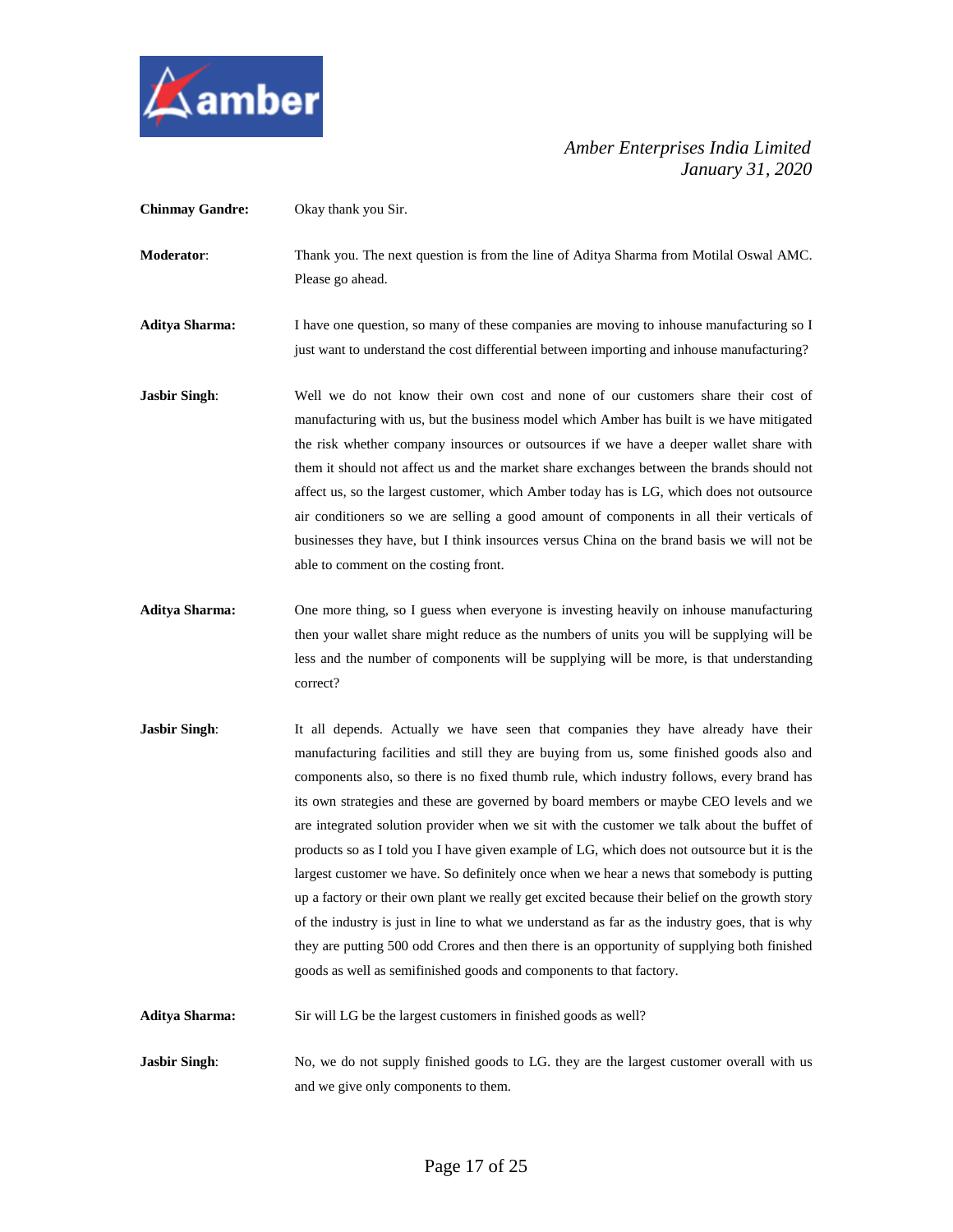**Chinmay Gandre:** Okay thank you Sir.

**Moderator**: Thank you. The next question is from the line of Aditya Sharma from Motilal Oswal AMC. Please go ahead.

**Aditya Sharma:** I have one question, so many of these companies are moving to inhouse manufacturing so I just want to understand the cost differential between importing and inhouse manufacturing?

**Jasbir Singh**: Well we do not know their own cost and none of our customers share their cost of manufacturing with us, but the business model which Amber has built is we have mitigated the risk whether company insources or outsources if we have a deeper wallet share with them it should not affect us and the market share exchanges between the brands should not affect us, so the largest customer, which Amber today has is LG, which does not outsource air conditioners so we are selling a good amount of components in all their verticals of businesses they have, but I think insources versus China on the brand basis we will not be able to comment on the costing front.

**Aditya Sharma:** One more thing, so I guess when everyone is investing heavily on inhouse manufacturing then your wallet share might reduce as the numbers of units you will be supplying will be less and the number of components will be supplying will be more, is that understanding correct?

**Jasbir Singh**: It all depends. Actually we have seen that companies they have already have their manufacturing facilities and still they are buying from us, some finished goods also and components also, so there is no fixed thumb rule, which industry follows, every brand has its own strategies and these are governed by board members or maybe CEO levels and we are integrated solution provider when we sit with the customer we talk about the buffet of products so as I told you I have given example of LG, which does not outsource but it is the largest customer we have. So definitely once when we hear a news that somebody is putting up a factory or their own plant we really get excited because their belief on the growth story of the industry is just in line to what we understand as far as the industry goes, that is why they are putting 500 odd Crores and then there is an opportunity of supplying both finished goods as well as semifinished goods and components to that factory.

**Aditya Sharma:** Sir will LG be the largest customers in finished goods as well?

**Jasbir Singh**: No, we do not supply finished goods to LG. they are the largest customer overall with us and we give only components to them.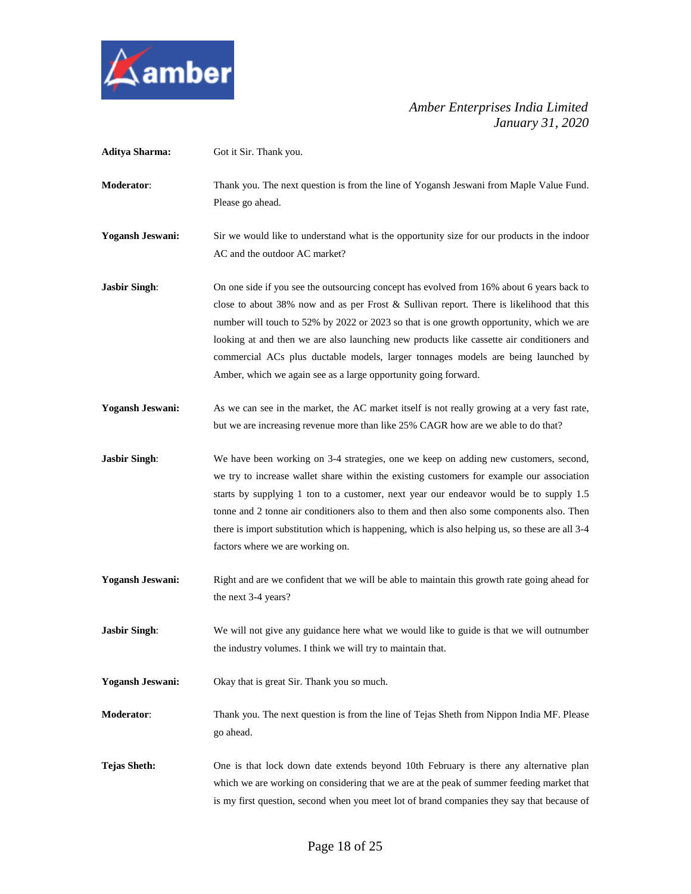**Aditya Sharma:** Got it Sir. Thank you.

**Moderator**: Thank you. The next question is from the line of Yogansh Jeswani from Maple Value Fund. Please go ahead.

**Yogansh Jeswani:** Sir we would like to understand what is the opportunity size for our products in the indoor AC and the outdoor AC market?

**Jasbir Singh**: On one side if you see the outsourcing concept has evolved from 16% about 6 years back to close to about 38% now and as per Frost & Sullivan report. There is likelihood that this number will touch to 52% by 2022 or 2023 so that is one growth opportunity, which we are looking at and then we are also launching new products like cassette air conditioners and commercial ACs plus ductable models, larger tonnages models are being launched by Amber, which we again see as a large opportunity going forward.

**Yogansh Jeswani:** As we can see in the market, the AC market itself is not really growing at a very fast rate, but we are increasing revenue more than like 25% CAGR how are we able to do that?

**Jasbir Singh**: We have been working on 3-4 strategies, one we keep on adding new customers, second, we try to increase wallet share within the existing customers for example our association starts by supplying 1 ton to a customer, next year our endeavor would be to supply 1.5 tonne and 2 tonne air conditioners also to them and then also some components also. Then there is import substitution which is happening, which is also helping us, so these are all 3-4 factors where we are working on.

**Yogansh Jeswani:** Right and are we confident that we will be able to maintain this growth rate going ahead for the next 3-4 years?

**Jasbir Singh**: We will not give any guidance here what we would like to guide is that we will outnumber the industry volumes. I think we will try to maintain that.

**Yogansh Jeswani:** Okay that is great Sir. Thank you so much.

**Moderator**: Thank you. The next question is from the line of Tejas Sheth from Nippon India MF. Please go ahead.

**Tejas Sheth:** One is that lock down date extends beyond 10th February is there any alternative plan which we are working on considering that we are at the peak of summer feeding market that is my first question, second when you meet lot of brand companies they say that because of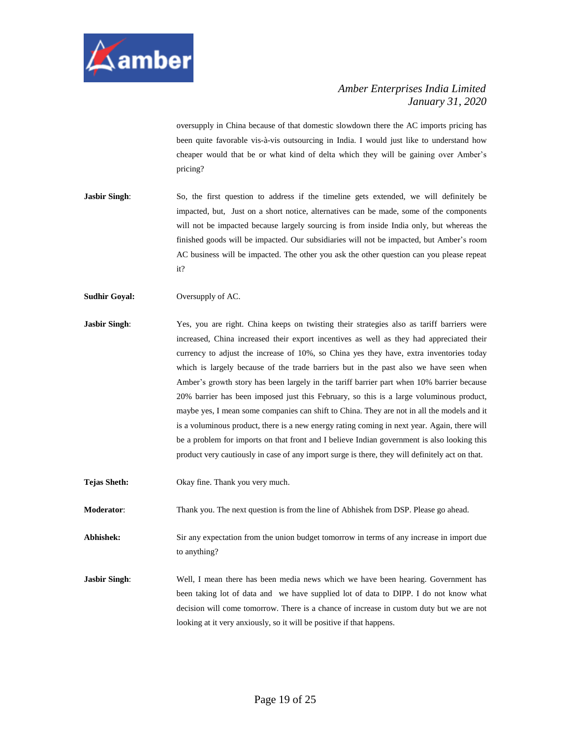oversupply in China because of that domestic slowdown there the AC imports pricing has been quite favorable vis-à-vis outsourcing in India. I would just like to understand how cheaper would that be or what kind of delta which they will be gaining over Amber's pricing?

**Jasbir Singh**: So, the first question to address if the timeline gets extended, we will definitely be impacted, but, Just on a short notice, alternatives can be made, some of the components will not be impacted because largely sourcing is from inside India only, but whereas the finished goods will be impacted. Our subsidiaries will not be impacted, but Amber's room AC business will be impacted. The other you ask the other question can you please repeat it?

**Sudhir Goyal:** Oversupply of AC.

**Jasbir Singh**: Yes, you are right. China keeps on twisting their strategies also as tariff barriers were increased, China increased their export incentives as well as they had appreciated their currency to adjust the increase of 10%, so China yes they have, extra inventories today which is largely because of the trade barriers but in the past also we have seen when Amber's growth story has been largely in the tariff barrier part when 10% barrier because 20% barrier has been imposed just this February, so this is a large voluminous product, maybe yes, I mean some companies can shift to China. They are not in all the models and it is a voluminous product, there is a new energy rating coming in next year. Again, there will be a problem for imports on that front and I believe Indian government is also looking this product very cautiously in case of any import surge is there, they will definitely act on that.

**Tejas Sheth:** Okay fine. Thank you very much.

**Moderator**: Thank you. The next question is from the line of Abhishek from DSP. Please go ahead.

**Abhishek:** Sir any expectation from the union budget tomorrow in terms of any increase in import due to anything?

**Jasbir Singh**: Well, I mean there has been media news which we have been hearing. Government has been taking lot of data and we have supplied lot of data to DIPP. I do not know what decision will come tomorrow. There is a chance of increase in custom duty but we are not looking at it very anxiously, so it will be positive if that happens.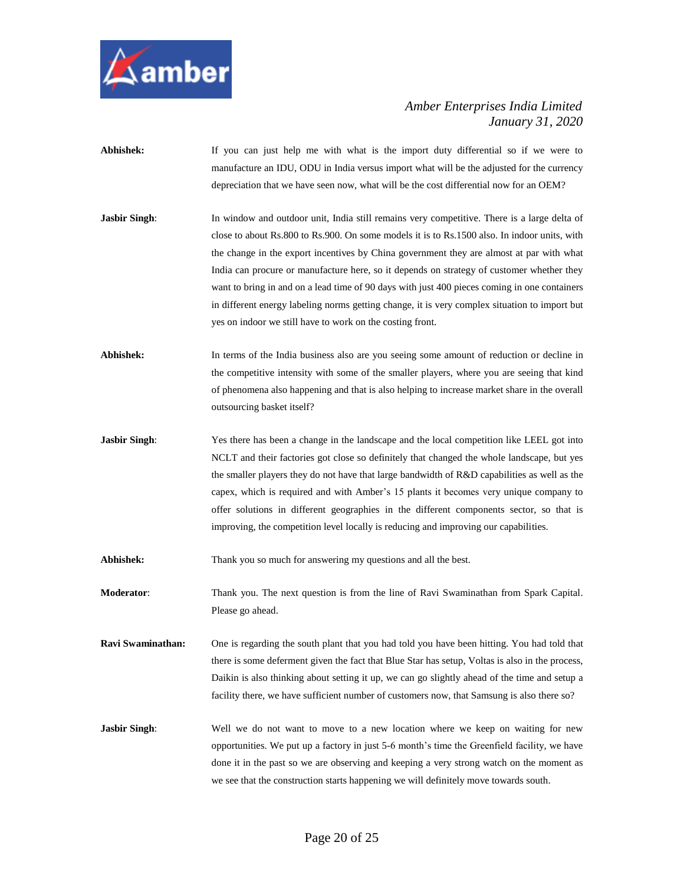**Abhishek:** If you can just help me with what is the import duty differential so if we were to manufacture an IDU, ODU in India versus import what will be the adjusted for the currency depreciation that we have seen now, what will be the cost differential now for an OEM?

**Jasbir Singh**: In window and outdoor unit, India still remains very competitive. There is a large delta of close to about Rs.800 to Rs.900. On some models it is to Rs.1500 also. In indoor units, with the change in the export incentives by China government they are almost at par with what India can procure or manufacture here, so it depends on strategy of customer whether they want to bring in and on a lead time of 90 days with just 400 pieces coming in one containers in different energy labeling norms getting change, it is very complex situation to import but yes on indoor we still have to work on the costing front.

**Abhishek:** In terms of the India business also are you seeing some amount of reduction or decline in the competitive intensity with some of the smaller players, where you are seeing that kind of phenomena also happening and that is also helping to increase market share in the overall outsourcing basket itself?

**Jasbir Singh**: Yes there has been a change in the landscape and the local competition like LEEL got into NCLT and their factories got close so definitely that changed the whole landscape, but yes the smaller players they do not have that large bandwidth of R&D capabilities as well as the capex, which is required and with Amber's 15 plants it becomes very unique company to offer solutions in different geographies in the different components sector, so that is improving, the competition level locally is reducing and improving our capabilities.

**Abhishek:** Thank you so much for answering my questions and all the best.

**Moderator**: Thank you. The next question is from the line of Ravi Swaminathan from Spark Capital. Please go ahead.

**Ravi Swaminathan:** One is regarding the south plant that you had told you have been hitting. You had told that there is some deferment given the fact that Blue Star has setup, Voltas is also in the process, Daikin is also thinking about setting it up, we can go slightly ahead of the time and setup a facility there, we have sufficient number of customers now, that Samsung is also there so?

**Jasbir Singh**: Well we do not want to move to a new location where we keep on waiting for new opportunities. We put up a factory in just 5-6 month's time the Greenfield facility, we have done it in the past so we are observing and keeping a very strong watch on the moment as we see that the construction starts happening we will definitely move towards south.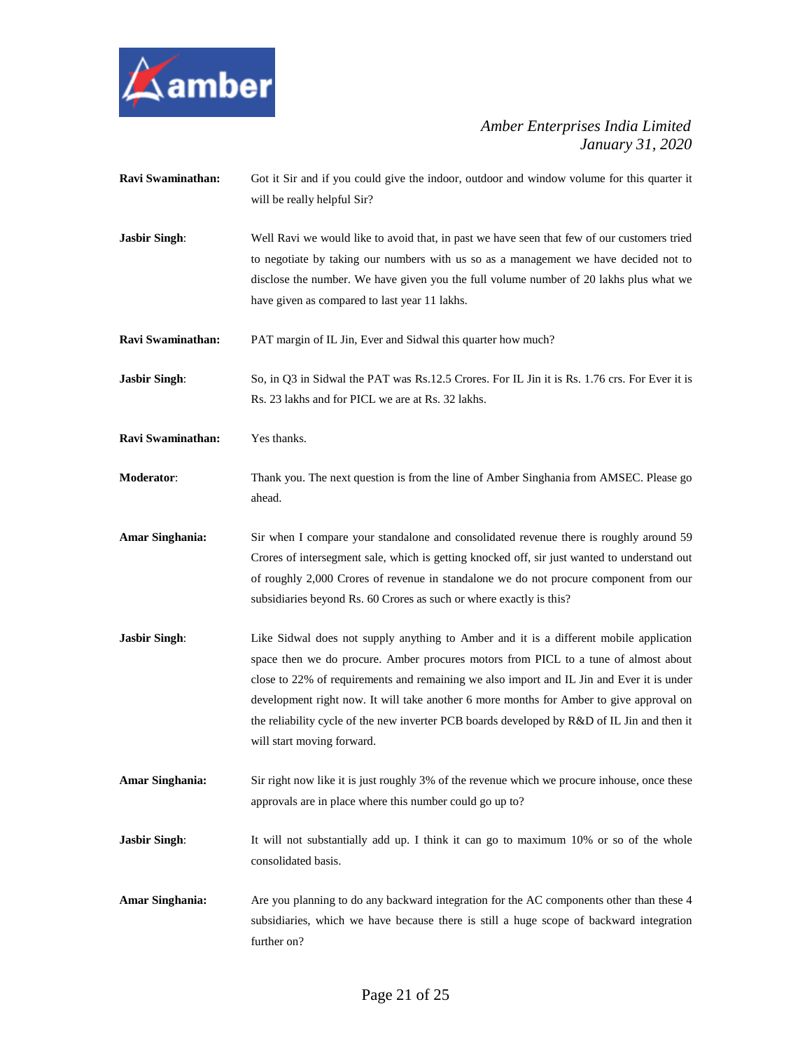**Ravi Swaminathan:** Got it Sir and if you could give the indoor, outdoor and window volume for this quarter it will be really helpful Sir?

**Jasbir Singh**: Well Ravi we would like to avoid that, in past we have seen that few of our customers tried to negotiate by taking our numbers with us so as a management we have decided not to disclose the number. We have given you the full volume number of 20 lakhs plus what we have given as compared to last year 11 lakhs.

**Ravi Swaminathan:** PAT margin of IL Jin, Ever and Sidwal this quarter how much?

**Jasbir Singh**: So, in Q3 in Sidwal the PAT was Rs.12.5 Crores. For IL Jin it is Rs. 1.76 crs. For Ever it is Rs. 23 lakhs and for PICL we are at Rs. 32 lakhs.

**Ravi Swaminathan:** Yes thanks.

**Moderator**: Thank you. The next question is from the line of Amber Singhania from AMSEC. Please go ahead.

**Amar Singhania:** Sir when I compare your standalone and consolidated revenue there is roughly around 59 Crores of intersegment sale, which is getting knocked off, sir just wanted to understand out of roughly 2,000 Crores of revenue in standalone we do not procure component from our subsidiaries beyond Rs. 60 Crores as such or where exactly is this?

**Jasbir Singh**: Like Sidwal does not supply anything to Amber and it is a different mobile application space then we do procure. Amber procures motors from PICL to a tune of almost about close to 22% of requirements and remaining we also import and IL Jin and Ever it is under development right now. It will take another 6 more months for Amber to give approval on the reliability cycle of the new inverter PCB boards developed by R&D of IL Jin and then it will start moving forward.

**Amar Singhania:** Sir right now like it is just roughly 3% of the revenue which we procure inhouse, once these approvals are in place where this number could go up to?

**Jasbir Singh**: It will not substantially add up. I think it can go to maximum 10% or so of the whole consolidated basis.

**Amar Singhania:** Are you planning to do any backward integration for the AC components other than these 4 subsidiaries, which we have because there is still a huge scope of backward integration further on?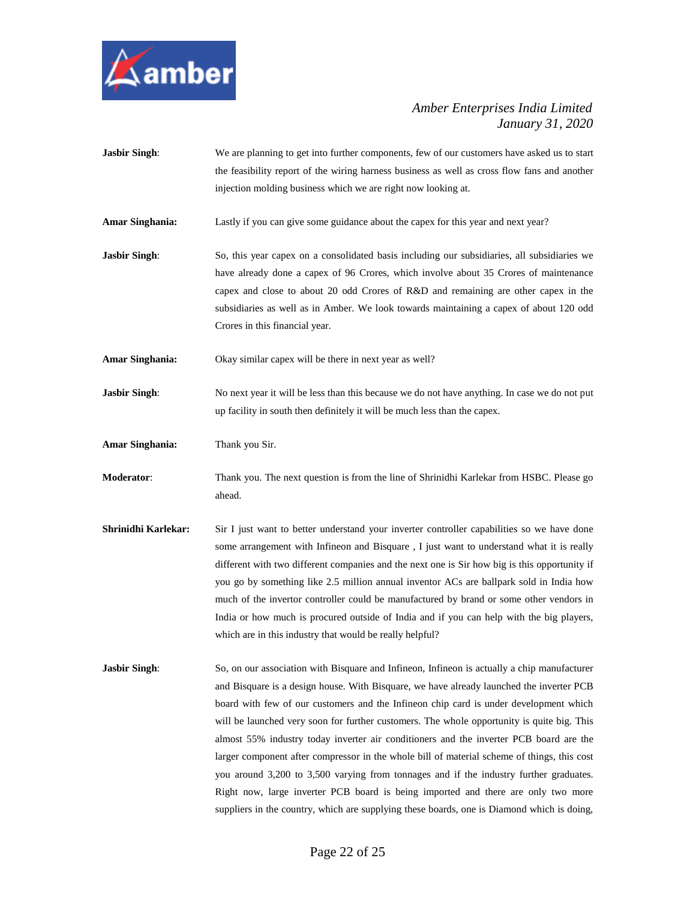**Jasbir Singh**: We are planning to get into further components, few of our customers have asked us to start the feasibility report of the wiring harness business as well as cross flow fans and another injection molding business which we are right now looking at.

**Amar Singhania:** Lastly if you can give some guidance about the capex for this year and next year?

**Jasbir Singh**: So, this year capex on a consolidated basis including our subsidiaries, all subsidiaries we have already done a capex of 96 Crores, which involve about 35 Crores of maintenance capex and close to about 20 odd Crores of R&D and remaining are other capex in the subsidiaries as well as in Amber. We look towards maintaining a capex of about 120 odd Crores in this financial year.

**Amar Singhania:** Okay similar capex will be there in next year as well?

**Jasbir Singh**: No next year it will be less than this because we do not have anything. In case we do not put up facility in south then definitely it will be much less than the capex.

**Amar Singhania:** Thank you Sir.

**Moderator**: Thank you. The next question is from the line of Shrinidhi Karlekar from HSBC. Please go ahead.

**Shrinidhi Karlekar:** Sir I just want to better understand your inverter controller capabilities so we have done some arrangement with Infineon and Bisquare , I just want to understand what it is really different with two different companies and the next one is Sir how big is this opportunity if you go by something like 2.5 million annual inventor ACs are ballpark sold in India how much of the invertor controller could be manufactured by brand or some other vendors in India or how much is procured outside of India and if you can help with the big players, which are in this industry that would be really helpful?

**Jasbir Singh**: So, on our association with Bisquare and Infineon, Infineon is actually a chip manufacturer and Bisquare is a design house. With Bisquare, we have already launched the inverter PCB board with few of our customers and the Infineon chip card is under development which will be launched very soon for further customers. The whole opportunity is quite big. This almost 55% industry today inverter air conditioners and the inverter PCB board are the larger component after compressor in the whole bill of material scheme of things, this cost you around 3,200 to 3,500 varying from tonnages and if the industry further graduates. Right now, large inverter PCB board is being imported and there are only two more suppliers in the country, which are supplying these boards, one is Diamond which is doing,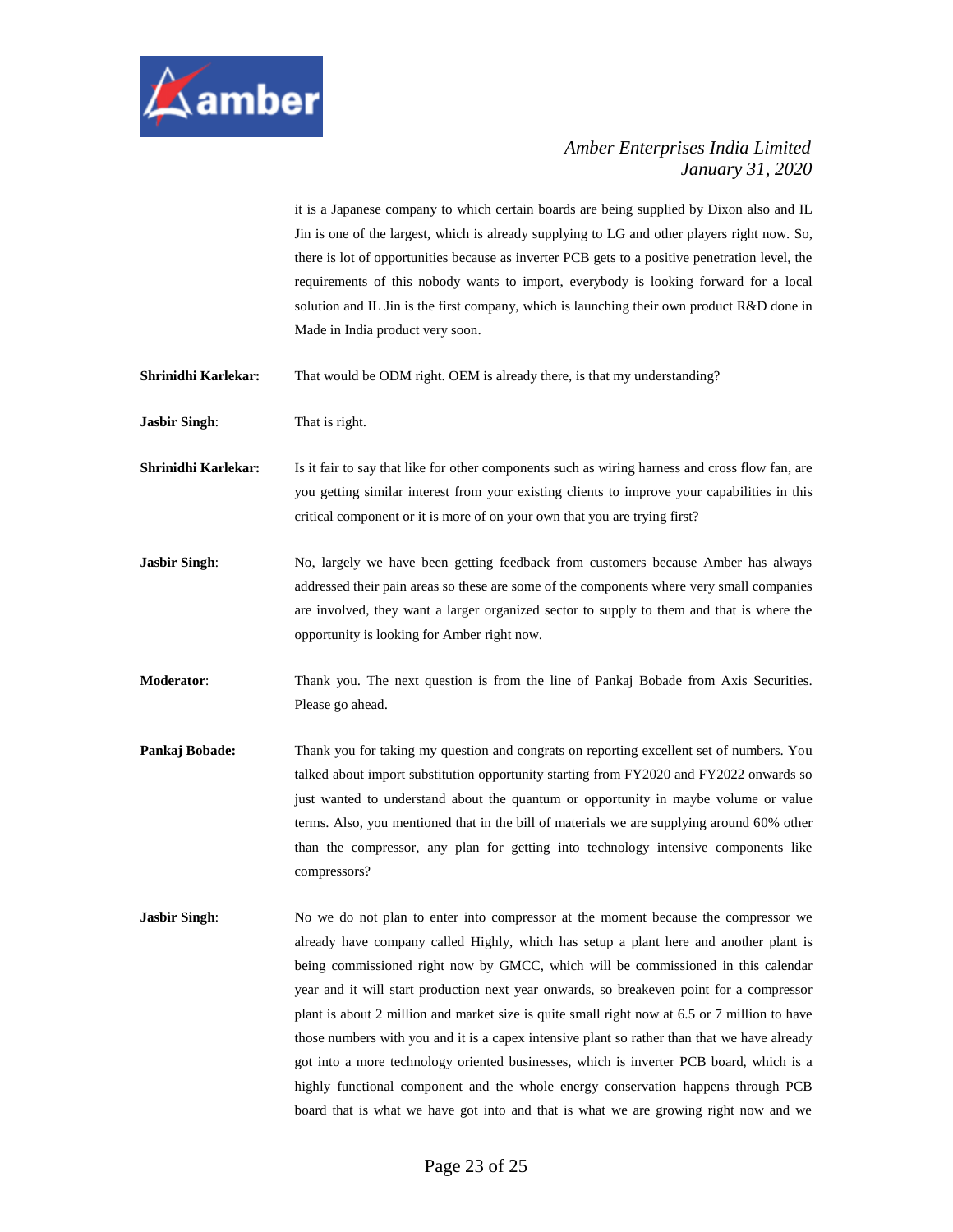it is a Japanese company to which certain boards are being supplied by Dixon also and IL Jin is one of the largest, which is already supplying to LG and other players right now. So, there is lot of opportunities because as inverter PCB gets to a positive penetration level, the requirements of this nobody wants to import, everybody is looking forward for a local solution and IL Jin is the first company, which is launching their own product R&D done in Made in India product very soon.

**Shrinidhi Karlekar:** That would be ODM right. OEM is already there, is that my understanding?

**Jasbir Singh**: That is right.

**Shrinidhi Karlekar:** Is it fair to say that like for other components such as wiring harness and cross flow fan, are you getting similar interest from your existing clients to improve your capabilities in this critical component or it is more of on your own that you are trying first?

**Jasbir Singh**: No, largely we have been getting feedback from customers because Amber has always addressed their pain areas so these are some of the components where very small companies are involved, they want a larger organized sector to supply to them and that is where the opportunity is looking for Amber right now.

**Moderator**: Thank you. The next question is from the line of Pankaj Bobade from Axis Securities. Please go ahead.

**Pankaj Bobade:** Thank you for taking my question and congrats on reporting excellent set of numbers. You talked about import substitution opportunity starting from FY2020 and FY2022 onwards so just wanted to understand about the quantum or opportunity in maybe volume or value terms. Also, you mentioned that in the bill of materials we are supplying around 60% other than the compressor, any plan for getting into technology intensive components like compressors?

**Jasbir Singh**: No we do not plan to enter into compressor at the moment because the compressor we already have company called Highly, which has setup a plant here and another plant is being commissioned right now by GMCC, which will be commissioned in this calendar year and it will start production next year onwards, so breakeven point for a compressor plant is about 2 million and market size is quite small right now at 6.5 or 7 million to have those numbers with you and it is a capex intensive plant so rather than that we have already got into a more technology oriented businesses, which is inverter PCB board, which is a highly functional component and the whole energy conservation happens through PCB board that is what we have got into and that is what we are growing right now and we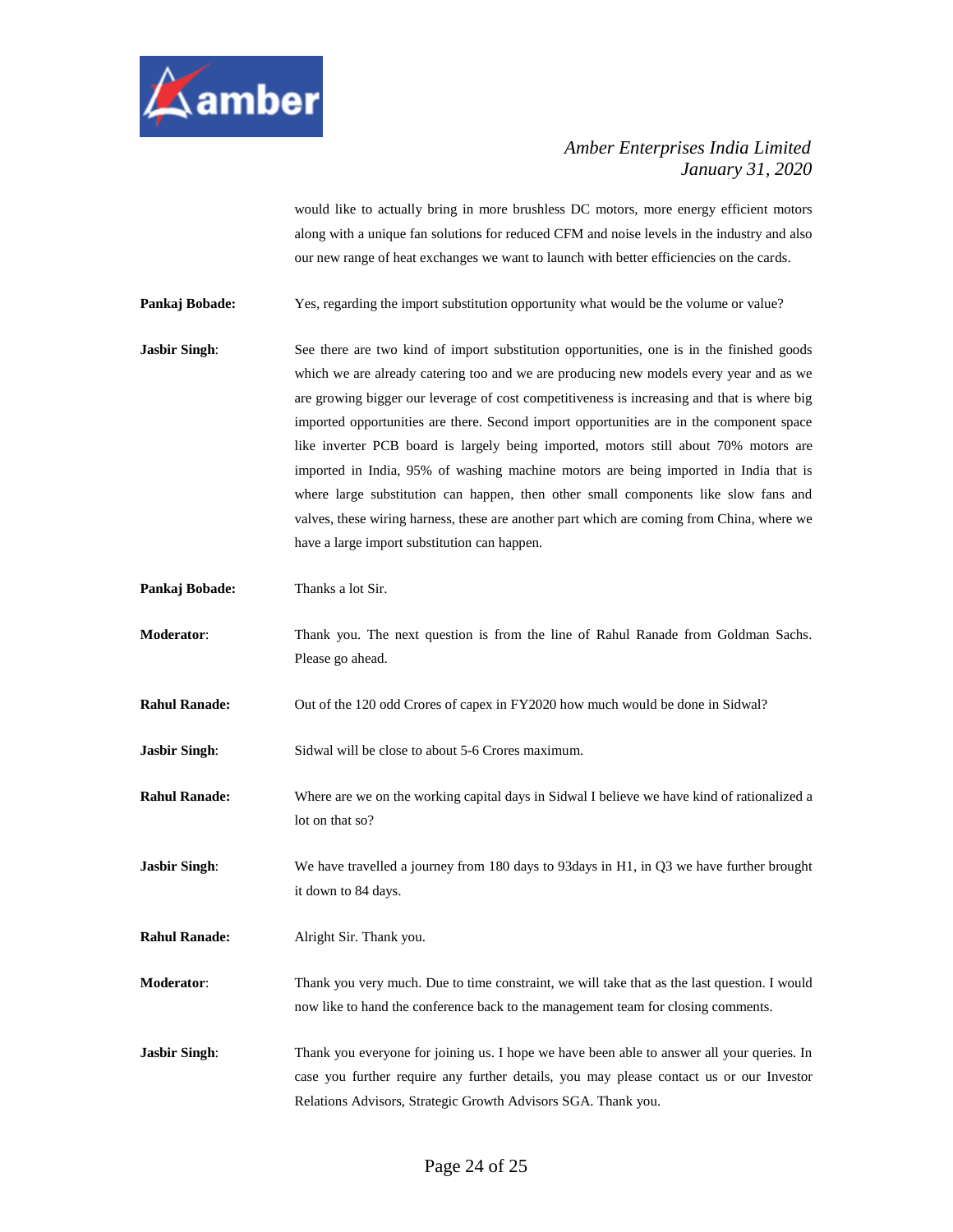would like to actually bring in more brushless DC motors, more energy efficient motors along with a unique fan solutions for reduced CFM and noise levels in the industry and also our new range of heat exchanges we want to launch with better efficiencies on the cards.

**Pankaj Bobade:** Yes, regarding the import substitution opportunity what would be the volume or value?

**Jasbir Singh**: See there are two kind of import substitution opportunities, one is in the finished goods which we are already catering too and we are producing new models every year and as we are growing bigger our leverage of cost competitiveness is increasing and that is where big imported opportunities are there. Second import opportunities are in the component space like inverter PCB board is largely being imported, motors still about 70% motors are imported in India, 95% of washing machine motors are being imported in India that is where large substitution can happen, then other small components like slow fans and valves, these wiring harness, these are another part which are coming from China, where we have a large import substitution can happen.

**Pankaj Bobade:** Thanks a lot Sir.

**Moderator**: Thank you. The next question is from the line of Rahul Ranade from Goldman Sachs. Please go ahead.

**Rahul Ranade:** Out of the 120 odd Crores of capex in FY2020 how much would be done in Sidwal?

**Jasbir Singh**: Sidwal will be close to about 5-6 Crores maximum.

**Rahul Ranade:** Where are we on the working capital days in Sidwal I believe we have kind of rationalized a lot on that so?

**Jasbir Singh**: We have travelled a journey from 180 days to 93days in H1, in Q3 we have further brought it down to 84 days.

**Rahul Ranade:** Alright Sir. Thank you.

**Moderator**: Thank you very much. Due to time constraint, we will take that as the last question. I would now like to hand the conference back to the management team for closing comments.

**Jasbir Singh**: Thank you everyone for joining us. I hope we have been able to answer all your queries. In case you further require any further details, you may please contact us or our Investor Relations Advisors, Strategic Growth Advisors SGA. Thank you.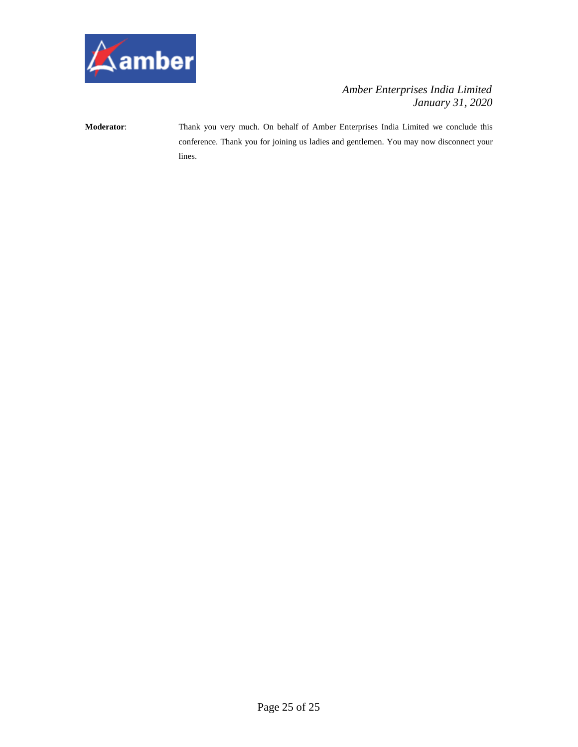**Moderator**: Thank you very much. On behalf of Amber Enterprises India Limited we conclude this conference. Thank you for joining us ladies and gentlemen. You may now disconnect your lines.